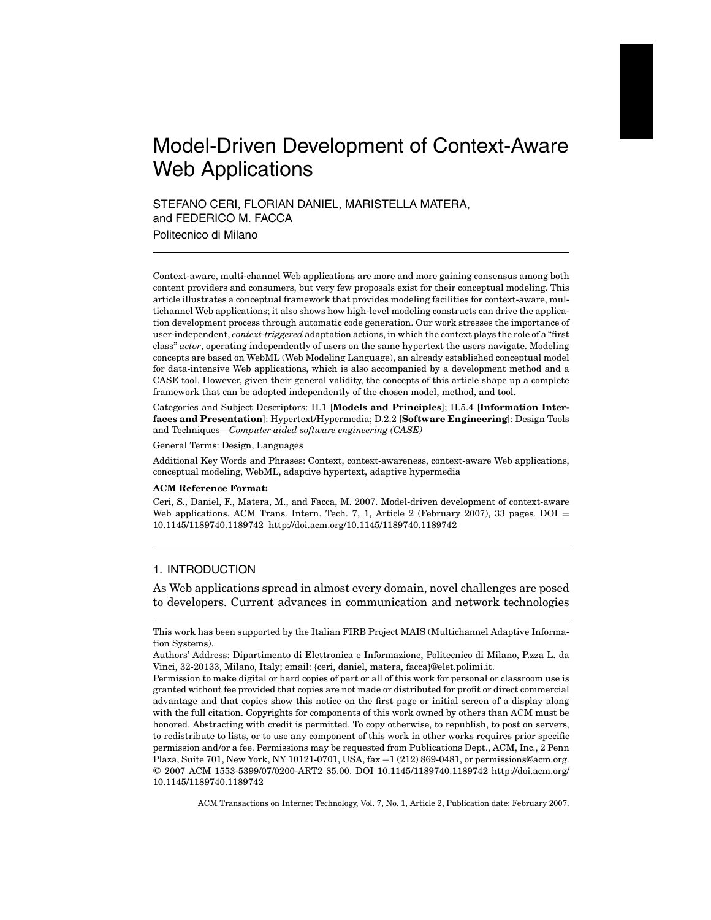# Model-Driven Development of Context-Aware Web Applications

STEFANO CERI, FLORIAN DANIEL, MARISTELLA MATERA, and FEDERICO M. FACCA

Politecnico di Milano

Context-aware, multi-channel Web applications are more and more gaining consensus among both content providers and consumers, but very few proposals exist for their conceptual modeling. This article illustrates a conceptual framework that provides modeling facilities for context-aware, multichannel Web applications; it also shows how high-level modeling constructs can drive the application development process through automatic code generation. Our work stresses the importance of user-independent, *context-triggered* adaptation actions, in which the context plays the role of a "first class" *actor*, operating independently of users on the same hypertext the users navigate. Modeling concepts are based on WebML (Web Modeling Language), an already established conceptual model for data-intensive Web applications, which is also accompanied by a development method and a CASE tool. However, given their general validity, the concepts of this article shape up a complete framework that can be adopted independently of the chosen model, method, and tool.

Categories and Subject Descriptors: H.1 [**Models and Principles**]; H.5.4 [**Information Interfaces and Presentation**]: Hypertext/Hypermedia; D.2.2 [**Software Engineering**]: Design Tools and Techniques—*Computer-aided software engineering (CASE)*

General Terms: Design, Languages

Additional Key Words and Phrases: Context, context-awareness, context-aware Web applications, conceptual modeling, WebML, adaptive hypertext, adaptive hypermedia

**ACM Reference Format:**

Ceri, S., Daniel, F., Matera, M., and Facca, M. 2007. Model-driven development of context-aware Web applications. ACM Trans. Intern. Tech. 7, 1, Article 2 (February 2007), 33 pages. DOI = 10.1145/1189740.1189742 http://doi.acm.org/10.1145/1189740.1189742

## 1. INTRODUCTION

As Web applications spread in almost every domain, novel challenges are posed to developers. Current advances in communication and network technologies

This work has been supported by the Italian FIRB Project MAIS (Multichannel Adaptive Information Systems).

Authors' Address: Dipartimento di Elettronica e Informazione, Politecnico di Milano, P.zza L. da Vinci, 32-20133, Milano, Italy; email: {ceri, daniel, matera, facca}@elet.polimi.it.

Permission to make digital or hard copies of part or all of this work for personal or classroom use is granted without fee provided that copies are not made or distributed for profit or direct commercial advantage and that copies show this notice on the first page or initial screen of a display along with the full citation. Copyrights for components of this work owned by others than ACM must be honored. Abstracting with credit is permitted. To copy otherwise, to republish, to post on servers, to redistribute to lists, or to use any component of this work in other works requires prior specific permission and/or a fee. Permissions may be requested from Publications Dept., ACM, Inc., 2 Penn Plaza, Suite 701, New York, NY 10121-0701, USA, fax +1 (212) 869-0481, or permissions@acm.org. © 2007 ACM 1553-5399/07/0200-ART2 $5.00. DOI 10.1145/1189740.1189742 http://doi.acm.org/10.1145/1189740.1189742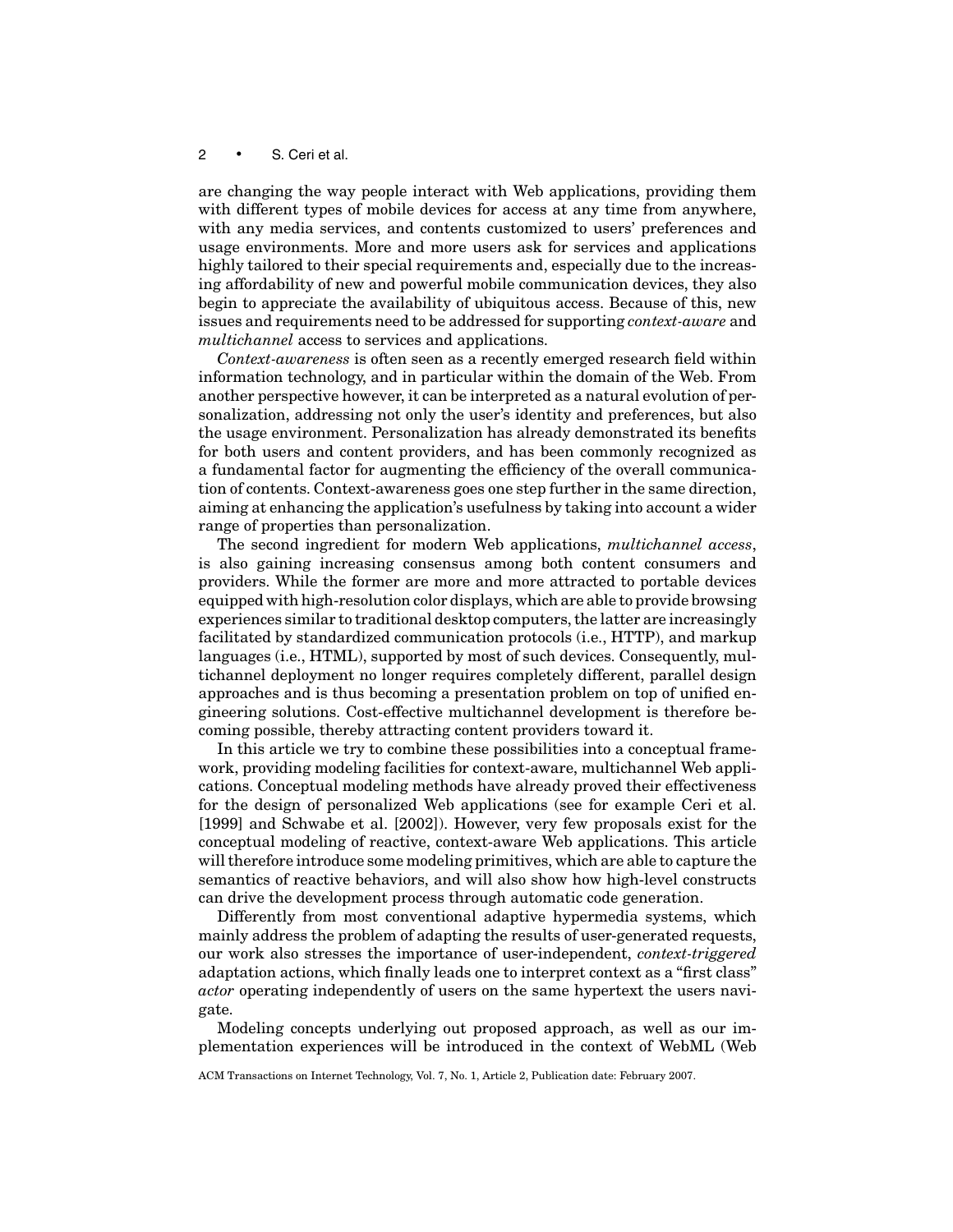are changing the way people interact with Web applications, providing them with different types of mobile devices for access at any time from anywhere, with any media services, and contents customized to users' preferences and usage environments. More and more users ask for services and applications highly tailored to their special requirements and, especially due to the increasing affordability of new and powerful mobile communication devices, they also begin to appreciate the availability of ubiquitous access. Because of this, new issues and requirements need to be addressed for supporting *context-aware* and *multichannel* access to services and applications.

*Context-awareness* is often seen as a recently emerged research field within information technology, and in particular within the domain of the Web. From another perspective however, it can be interpreted as a natural evolution of personalization, addressing not only the user's identity and preferences, but also the usage environment. Personalization has already demonstrated its benefits for both users and content providers, and has been commonly recognized as a fundamental factor for augmenting the efficiency of the overall communication of contents. Context-awareness goes one step further in the same direction, aiming at enhancing the application's usefulness by taking into account a wider range of properties than personalization.

The second ingredient for modern Web applications, *multichannel access*, is also gaining increasing consensus among both content consumers and providers. While the former are more and more attracted to portable devices equipped with high-resolution color displays, which are able to provide browsing experiences similar to traditional desktop computers, the latter are increasingly facilitated by standardized communication protocols (i.e., HTTP), and markup languages (i.e., HTML), supported by most of such devices. Consequently, multichannel deployment no longer requires completely different, parallel design approaches and is thus becoming a presentation problem on top of unified engineering solutions. Cost-effective multichannel development is therefore becoming possible, thereby attracting content providers toward it.

In this article we try to combine these possibilities into a conceptual framework, providing modeling facilities for context-aware, multichannel Web applications. Conceptual modeling methods have already proved their effectiveness for the design of personalized Web applications (see for example Ceri et al. [1999] and Schwabe et al. [2002]). However, very few proposals exist for the conceptual modeling of reactive, context-aware Web applications. This article will therefore introduce some modeling primitives, which are able to capture the semantics of reactive behaviors, and will also show how high-level constructs can drive the development process through automatic code generation.

Differently from most conventional adaptive hypermedia systems, which mainly address the problem of adapting the results of user-generated requests, our work also stresses the importance of user-independent, *context-triggered* adaptation actions, which finally leads one to interpret context as a "first class" *actor* operating independently of users on the same hypertext the users navigate.

Modeling concepts underlying out proposed approach, as well as our implementation experiences will be introduced in the context of WebML (Web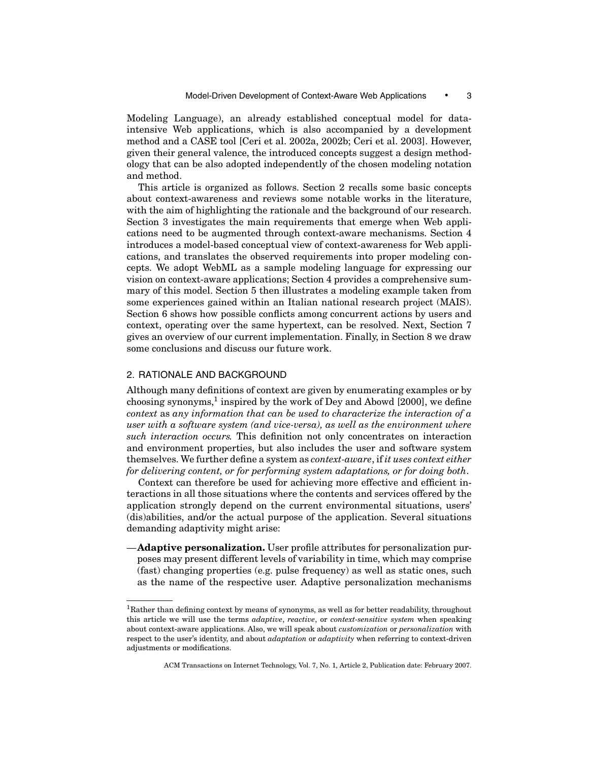Modeling Language), an already established conceptual model for data-intensive Web applications, which is also accompanied by a development method and a CASE tool [Ceri et al. 2002a, 2002b; Ceri et al. 2003]. However, given their general valence, the introduced concepts suggest a design methodology that can be also adopted independently of the chosen modeling notation and method.

This article is organized as follows. Section 2 recalls some basic concepts about context-awareness and reviews some notable works in the literature, with the aim of highlighting the rationale and the background of our research. Section 3 investigates the main requirements that emerge when Web applications need to be augmented through context-aware mechanisms. Section 4 introduces a model-based conceptual view of context-awareness for Web applications, and translates the observed requirements into proper modeling concepts. We adopt WebML as a sample modeling language for expressing our vision on context-aware applications; Section 4 provides a comprehensive summary of this model. Section 5 then illustrates a modeling example taken from some experiences gained within an Italian national research project (MAIS). Section 6 shows how possible conflicts among concurrent actions by users and context, operating over the same hypertext, can be resolved. Next, Section 7 gives an overview of our current implementation. Finally, in Section 8 we draw some conclusions and discuss our future work.

## 2. RATIONALE AND BACKGROUND

Although many definitions of context are given by enumerating examples or by choosing synonyms,[1] inspired by the work of Dey and Abowd [2000], we define *context* as *any information that can be used to characterize the interaction of a user with a software system (and vice-versa), as well as the environment where such interaction occurs.* This definition not only concentrates on interaction and environment properties, but also includes the user and software system themselves. We further define a system as *context-aware*, if *it uses context either for delivering content, or for performing system adaptations, or for doing both*.

Context can therefore be used for achieving more effective and efficient interactions in all those situations where the contents and services offered by the application strongly depend on the current environmental situations, users' (dis)abilities, and/or the actual purpose of the application. Several situations demanding adaptivity might arise:

—**Adaptive personalization.** User profile attributes for personalization purposes may present different levels of variability in time, which may comprise (fast) changing properties (e.g. pulse frequency) as well as static ones, such as the name of the respective user. Adaptive personalization mechanisms

[1] Rather than defining context by means of synonyms, as well as for better readability, throughout this article we will use the terms *adaptive*, *reactive*, or *context-sensitive system* when speaking about context-aware applications. Also, we will speak about *customization* or *personalization* with respect to the user's identity, and about *adaptation* or *adaptivity* when referring to context-driven adjustments or modifications.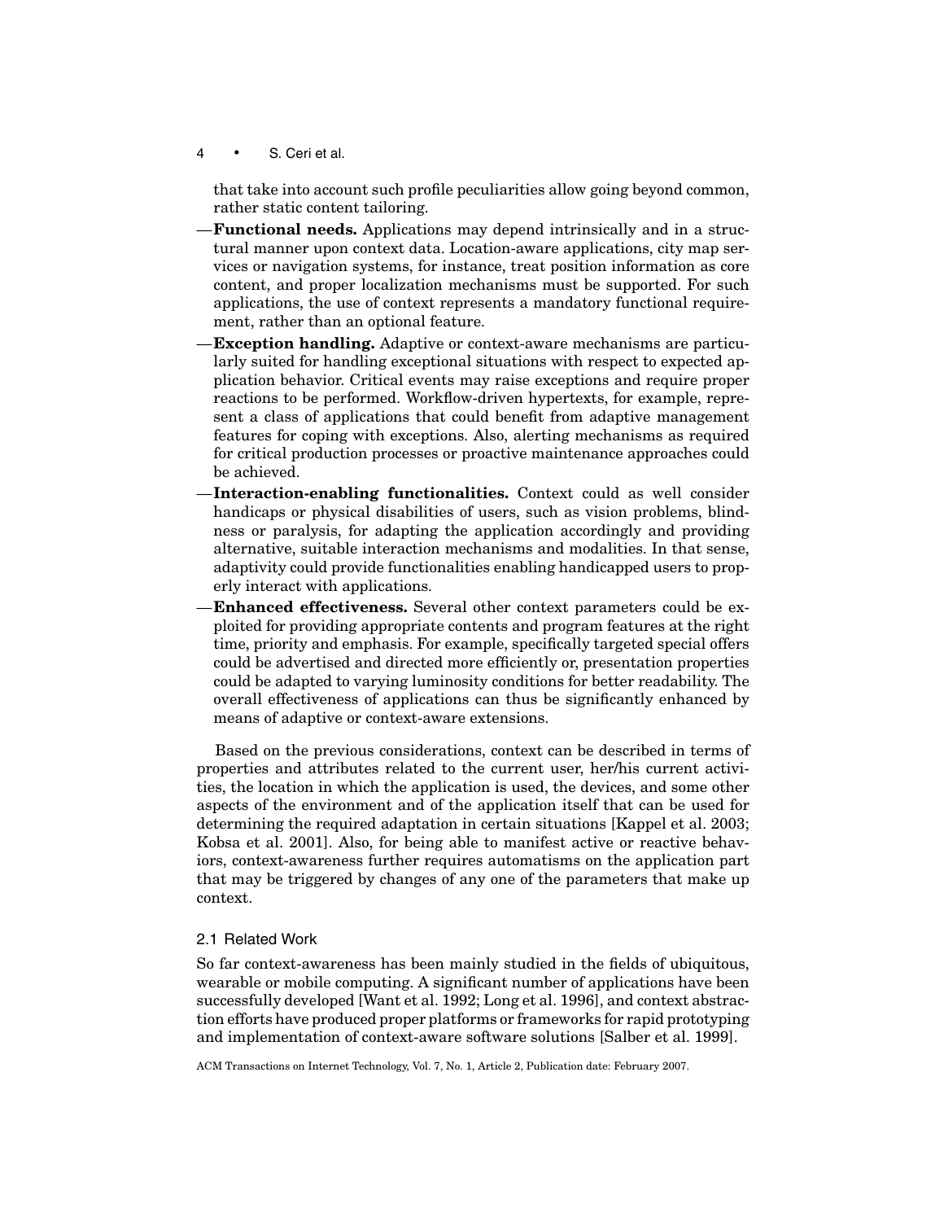that take into account such profile peculiarities allow going beyond common, rather static content tailoring.

—**Functional needs.** Applications may depend intrinsically and in a structural manner upon context data. Location-aware applications, city map services or navigation systems, for instance, treat position information as core content, and proper localization mechanisms must be supported. For such applications, the use of context represents a mandatory functional requirement, rather than an optional feature.

—**Exception handling.** Adaptive or context-aware mechanisms are particularly suited for handling exceptional situations with respect to expected application behavior. Critical events may raise exceptions and require proper reactions to be performed. Workflow-driven hypertexts, for example, represent a class of applications that could benefit from adaptive management features for coping with exceptions. Also, alerting mechanisms as required for critical production processes or proactive maintenance approaches could be achieved.

—**Interaction-enabling functionalities.** Context could as well consider handicaps or physical disabilities of users, such as vision problems, blindness or paralysis, for adapting the application accordingly and providing alternative, suitable interaction mechanisms and modalities. In that sense, adaptivity could provide functionalities enabling handicapped users to properly interact with applications.

—**Enhanced effectiveness.** Several other context parameters could be exploited for providing appropriate contents and program features at the right time, priority and emphasis. For example, specifically targeted special offers could be advertised and directed more efficiently or, presentation properties could be adapted to varying luminosity conditions for better readability. The overall effectiveness of applications can thus be significantly enhanced by means of adaptive or context-aware extensions.

Based on the previous considerations, context can be described in terms of properties and attributes related to the current user, her/his current activities, the location in which the application is used, the devices, and some other aspects of the environment and of the application itself that can be used for determining the required adaptation in certain situations [Kappel et al. 2003; Kobsa et al. 2001]. Also, for being able to manifest active or reactive behaviors, context-awareness further requires automatisms on the application part that may be triggered by changes of any one of the parameters that make up context.

### 2.1 Related Work

So far context-awareness has been mainly studied in the fields of ubiquitous, wearable or mobile computing. A significant number of applications have been successfully developed [Want et al. 1992; Long et al. 1996], and context abstraction efforts have produced proper platforms or frameworks for rapid prototyping and implementation of context-aware software solutions [Salber et al. 1999].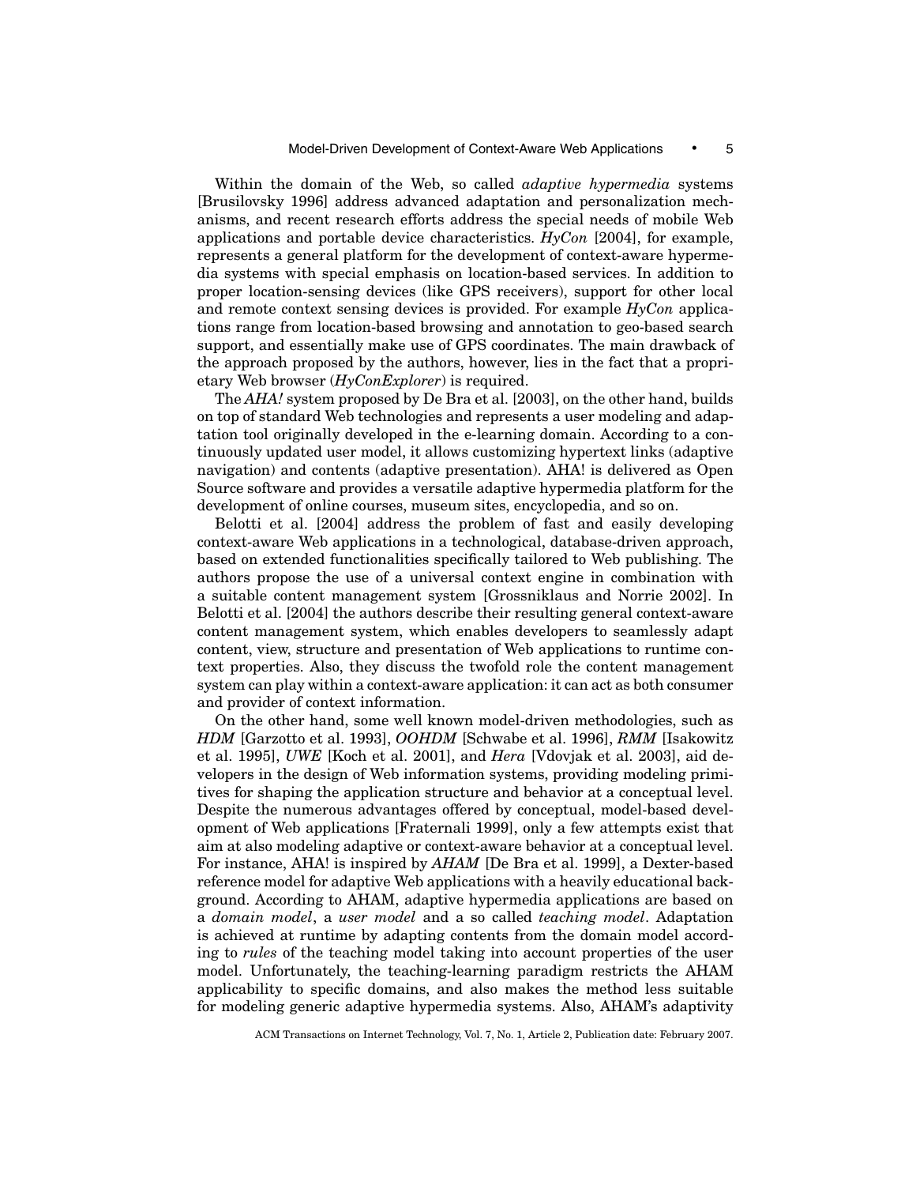Within the domain of the Web, so called *adaptive hypermedia* systems [Brusilovsky 1996] address advanced adaptation and personalization mechanisms, and recent research efforts address the special needs of mobile Web applications and portable device characteristics. *HyCon* [2004], for example, represents a general platform for the development of context-aware hypermedia systems with special emphasis on location-based services. In addition to proper location-sensing devices (like GPS receivers), support for other local and remote context sensing devices is provided. For example *HyCon* applications range from location-based browsing and annotation to geo-based search support, and essentially make use of GPS coordinates. The main drawback of the approach proposed by the authors, however, lies in the fact that a proprietary Web browser (*HyConExplorer*) is required.

The *AHA!* system proposed by De Bra et al. [2003], on the other hand, builds on top of standard Web technologies and represents a user modeling and adaptation tool originally developed in the e-learning domain. According to a continuously updated user model, it allows customizing hypertext links (adaptive navigation) and contents (adaptive presentation). AHA! is delivered as Open Source software and provides a versatile adaptive hypermedia platform for the development of online courses, museum sites, encyclopedia, and so on.

Belotti et al. [2004] address the problem of fast and easily developing context-aware Web applications in a technological, database-driven approach, based on extended functionalities specifically tailored to Web publishing. The authors propose the use of a universal context engine in combination with a suitable content management system [Grossniklaus and Norrie 2002]. In Belotti et al. [2004] the authors describe their resulting general context-aware content management system, which enables developers to seamlessly adapt content, view, structure and presentation of Web applications to runtime context properties. Also, they discuss the twofold role the content management system can play within a context-aware application: it can act as both consumer and provider of context information.

On the other hand, some well known model-driven methodologies, such as *HDM* [Garzotto et al. 1993], *OOHDM* [Schwabe et al. 1996], *RMM* [Isakowitz et al. 1995], *UWE* [Koch et al. 2001], and *Hera* [Vdovjak et al. 2003], aid developers in the design of Web information systems, providing modeling primitives for shaping the application structure and behavior at a conceptual level. Despite the numerous advantages offered by conceptual, model-based development of Web applications [Fraternali 1999], only a few attempts exist that aim at also modeling adaptive or context-aware behavior at a conceptual level. For instance, AHA! is inspired by *AHAM* [De Bra et al. 1999], a Dexter-based reference model for adaptive Web applications with a heavily educational background. According to AHAM, adaptive hypermedia applications are based on a *domain model*, a *user model* and a so called *teaching model*. Adaptation is achieved at runtime by adapting contents from the domain model according to *rules* of the teaching model taking into account properties of the user model. Unfortunately, the teaching-learning paradigm restricts the AHAM applicability to specific domains, and also makes the method less suitable for modeling generic adaptive hypermedia systems. Also, AHAM's adaptivity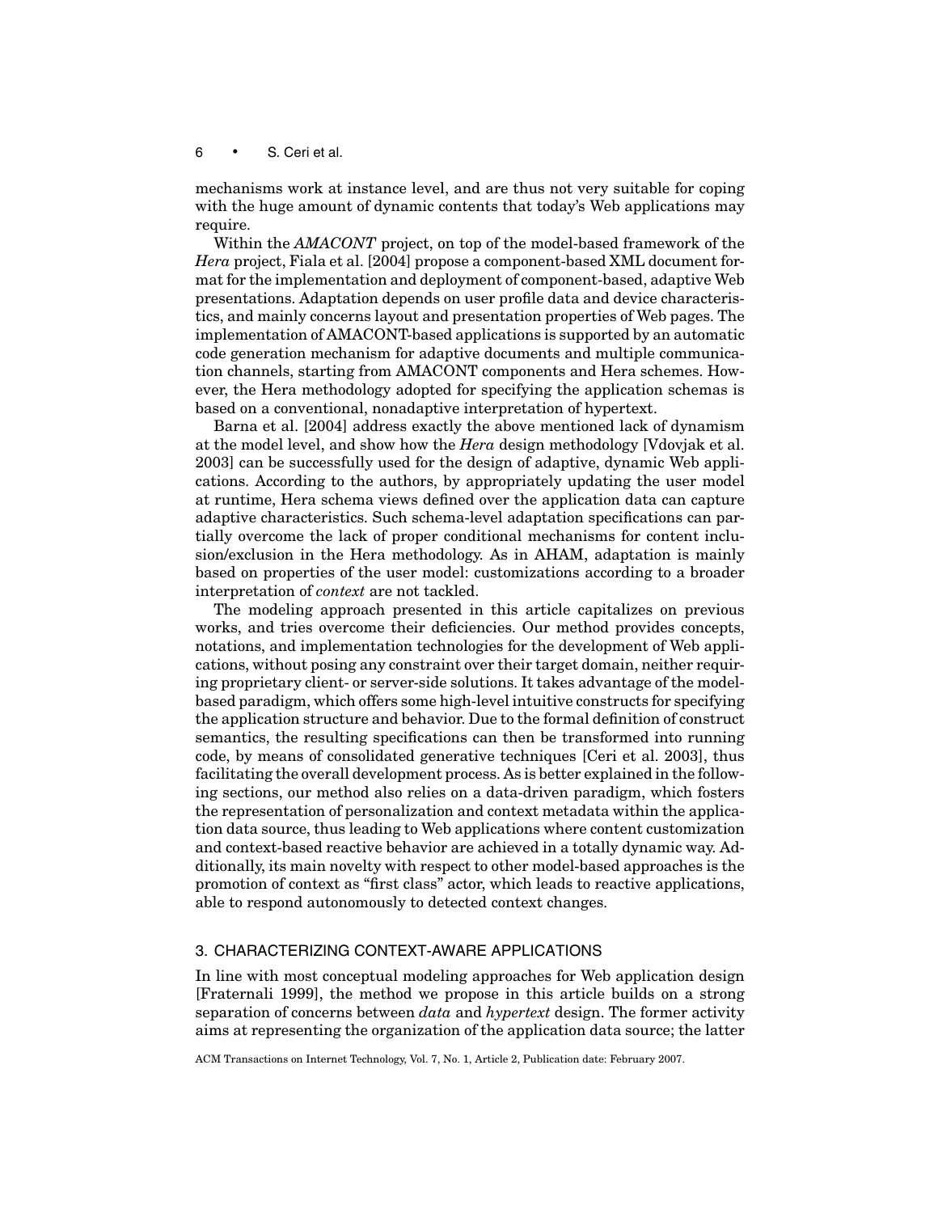mechanisms work at instance level, and are thus not very suitable for coping with the huge amount of dynamic contents that today's Web applications may require.

Within the *AMACONT* project, on top of the model-based framework of the *Hera* project, Fiala et al. [2004] propose a component-based XML document format for the implementation and deployment of component-based, adaptive Web presentations. Adaptation depends on user profile data and device characteristics, and mainly concerns layout and presentation properties of Web pages. The implementation of AMACONT-based applications is supported by an automatic code generation mechanism for adaptive documents and multiple communication channels, starting from AMACONT components and Hera schemes. However, the Hera methodology adopted for specifying the application schemas is based on a conventional, nonadaptive interpretation of hypertext.

Barna et al. [2004] address exactly the above mentioned lack of dynamism at the model level, and show how the *Hera* design methodology [Vdovjak et al. 2003] can be successfully used for the design of adaptive, dynamic Web applications. According to the authors, by appropriately updating the user model at runtime, Hera schema views defined over the application data can capture adaptive characteristics. Such schema-level adaptation specifications can partially overcome the lack of proper conditional mechanisms for content inclusion/exclusion in the Hera methodology. As in AHAM, adaptation is mainly based on properties of the user model: customizations according to a broader interpretation of *context* are not tackled.

The modeling approach presented in this article capitalizes on previous works, and tries overcome their deficiencies. Our method provides concepts, notations, and implementation technologies for the development of Web applications, without posing any constraint over their target domain, neither requiring proprietary client- or server-side solutions. It takes advantage of the model-based paradigm, which offers some high-level intuitive constructs for specifying the application structure and behavior. Due to the formal definition of construct semantics, the resulting specifications can then be transformed into running code, by means of consolidated generative techniques [Ceri et al. 2003], thus facilitating the overall development process. As is better explained in the following sections, our method also relies on a data-driven paradigm, which fosters the representation of personalization and context metadata within the application data source, thus leading to Web applications where content customization and context-based reactive behavior are achieved in a totally dynamic way. Additionally, its main novelty with respect to other model-based approaches is the promotion of context as "first class" actor, which leads to reactive applications, able to respond autonomously to detected context changes.

## 3. CHARACTERIZING CONTEXT-AWARE APPLICATIONS

In line with most conceptual modeling approaches for Web application design [Fraternali 1999], the method we propose in this article builds on a strong separation of concerns between *data* and *hypertext* design. The former activity aims at representing the organization of the application data source; the latter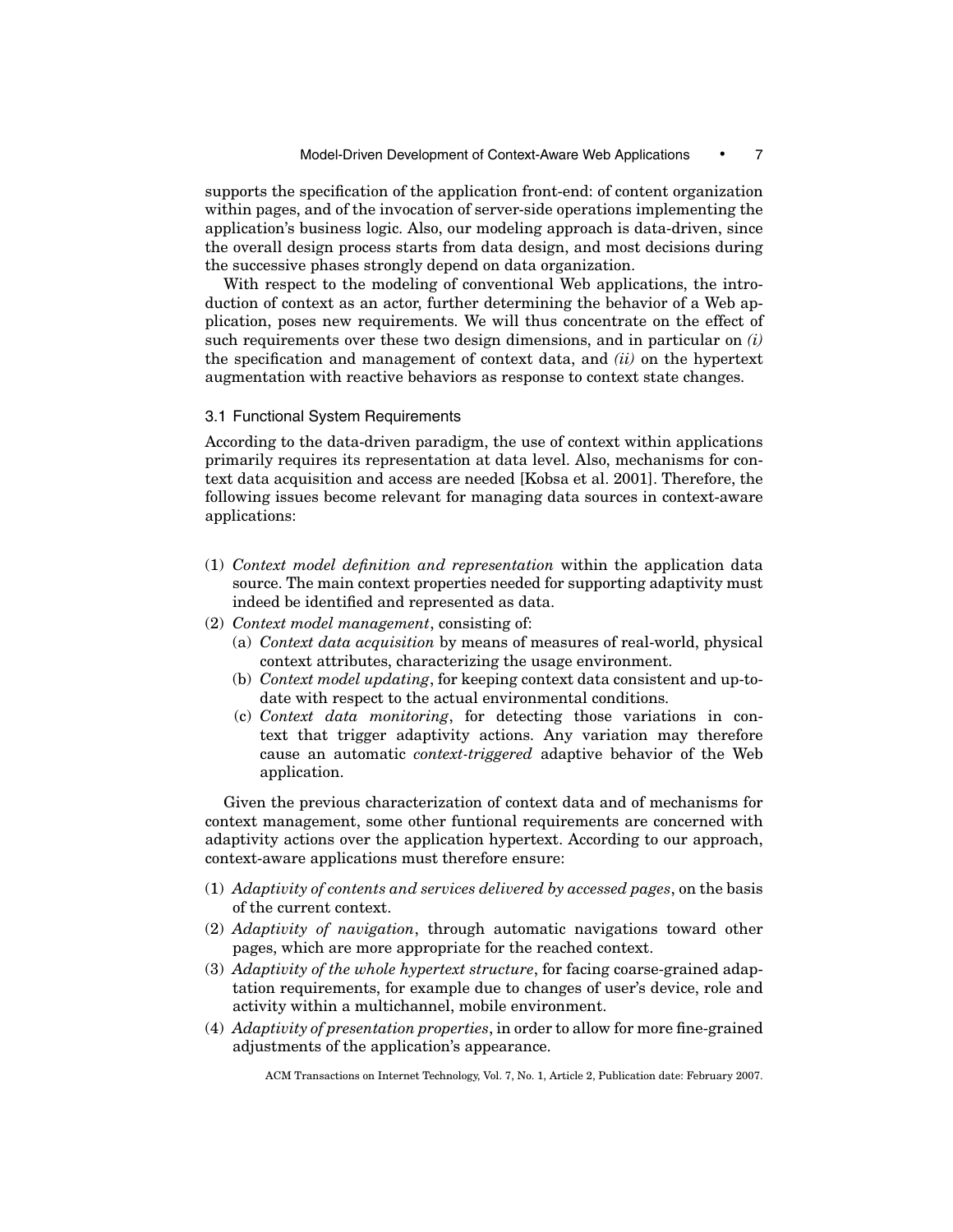supports the specification of the application front-end: of content organization within pages, and of the invocation of server-side operations implementing the application's business logic. Also, our modeling approach is data-driven, since the overall design process starts from data design, and most decisions during the successive phases strongly depend on data organization.

With respect to the modeling of conventional Web applications, the introduction of context as an actor, further determining the behavior of a Web application, poses new requirements. We will thus concentrate on the effect of such requirements over these two design dimensions, and in particular on *(i)* the specification and management of context data, and *(ii)* on the hypertext augmentation with reactive behaviors as response to context state changes.

### 3.1 Functional System Requirements

According to the data-driven paradigm, the use of context within applications primarily requires its representation at data level. Also, mechanisms for context data acquisition and access are needed [Kobsa et al. 2001]. Therefore, the following issues become relevant for managing data sources in context-aware applications:

(1) *Context model definition and representation* within the application data source. The main context properties needed for supporting adaptivity must indeed be identified and represented as data.
(2) *Context model management*, consisting of:
   (a) *Context data acquisition* by means of measures of real-world, physical context attributes, characterizing the usage environment.
   (b) *Context model updating*, for keeping context data consistent and up-to-date with respect to the actual environmental conditions.
   (c) *Context data monitoring*, for detecting those variations in context that trigger adaptivity actions. Any variation may therefore cause an automatic *context-triggered* adaptive behavior of the Web application.

Given the previous characterization of context data and of mechanisms for context management, some other funtional requirements are concerned with adaptivity actions over the application hypertext. According to our approach, context-aware applications must therefore ensure:

(1) *Adaptivity of contents and services delivered by accessed pages*, on the basis of the current context.
(2) *Adaptivity of navigation*, through automatic navigations toward other pages, which are more appropriate for the reached context.
(3) *Adaptivity of the whole hypertext structure*, for facing coarse-grained adaptation requirements, for example due to changes of user's device, role and activity within a multichannel, mobile environment.
(4) *Adaptivity of presentation properties*, in order to allow for more fine-grained adjustments of the application's appearance.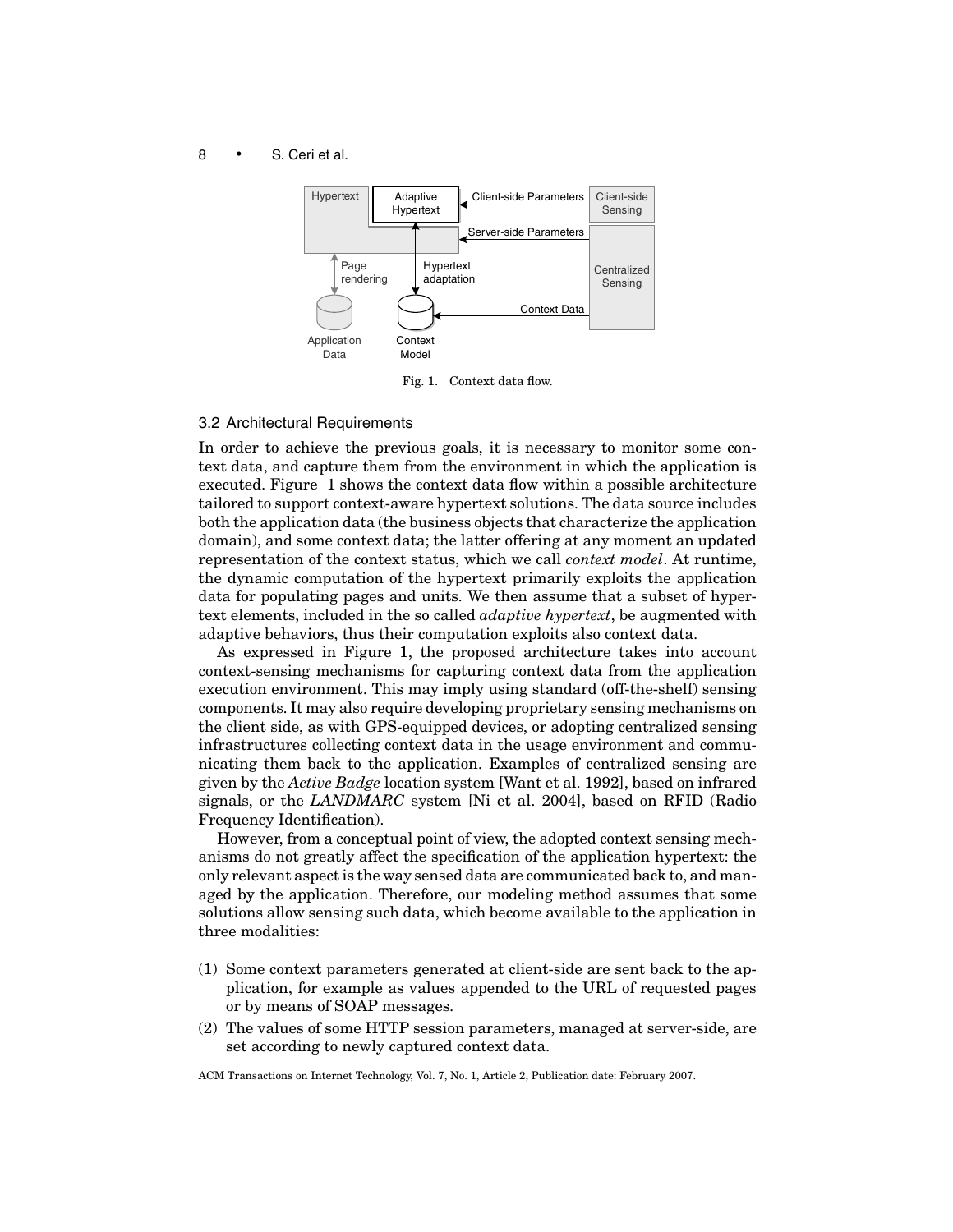Fig. 1. Context data flow.

### 3.2 Architectural Requirements

In order to achieve the previous goals, it is necessary to monitor some context data, and capture them from the environment in which the application is executed. Figure 1 shows the context data flow within a possible architecture tailored to support context-aware hypertext solutions. The data source includes both the application data (the business objects that characterize the application domain), and some context data; the latter offering at any moment an updated representation of the context status, which we call *context model*. At runtime, the dynamic computation of the hypertext primarily exploits the application data for populating pages and units. We then assume that a subset of hypertext elements, included in the so called *adaptive hypertext*, be augmented with adaptive behaviors, thus their computation exploits also context data.

As expressed in Figure 1, the proposed architecture takes into account context-sensing mechanisms for capturing context data from the application execution environment. This may imply using standard (off-the-shelf) sensing components. It may also require developing proprietary sensing mechanisms on the client side, as with GPS-equipped devices, or adopting centralized sensing infrastructures collecting context data in the usage environment and communicating them back to the application. Examples of centralized sensing are given by the *Active Badge* location system [Want et al. 1992], based on infrared signals, or the *LANDMARC* system [Ni et al. 2004], based on RFID (Radio Frequency Identification).

However, from a conceptual point of view, the adopted context sensing mechanisms do not greatly affect the specification of the application hypertext: the only relevant aspect is the way sensed data are communicated back to, and managed by the application. Therefore, our modeling method assumes that some solutions allow sensing such data, which become available to the application in three modalities:

(1) Some context parameters generated at client-side are sent back to the application, for example as values appended to the URL of requested pages or by means of SOAP messages.

(2) The values of some HTTP session parameters, managed at server-side, are set according to newly captured context data.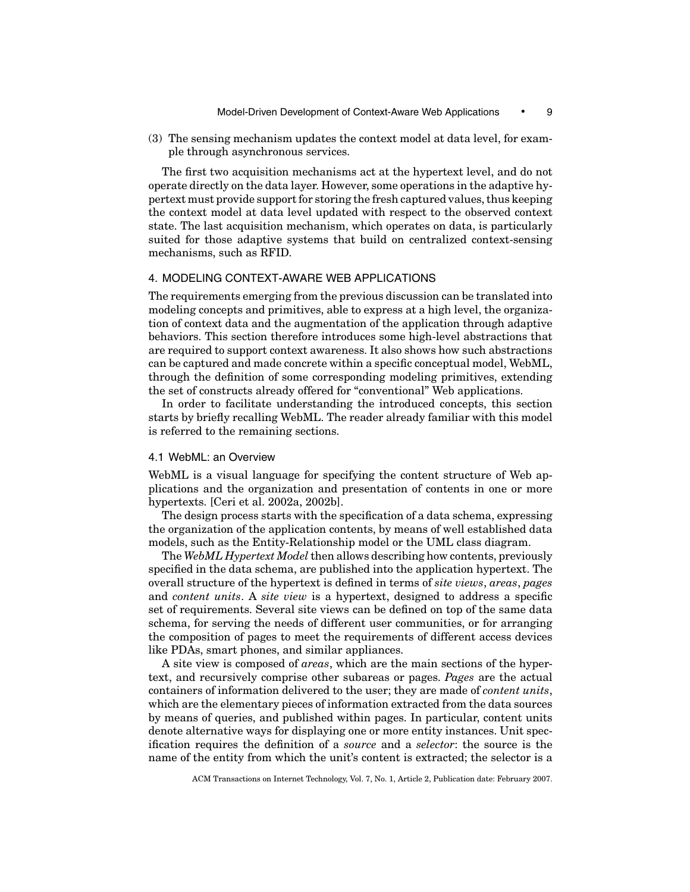(3) The sensing mechanism updates the context model at data level, for example through asynchronous services.

The first two acquisition mechanisms act at the hypertext level, and do not operate directly on the data layer. However, some operations in the adaptive hypertext must provide support for storing the fresh captured values, thus keeping the context model at data level updated with respect to the observed context state. The last acquisition mechanism, which operates on data, is particularly suited for those adaptive systems that build on centralized context-sensing mechanisms, such as RFID.

## 4. MODELING CONTEXT-AWARE WEB APPLICATIONS

The requirements emerging from the previous discussion can be translated into modeling concepts and primitives, able to express at a high level, the organization of context data and the augmentation of the application through adaptive behaviors. This section therefore introduces some high-level abstractions that are required to support context awareness. It also shows how such abstractions can be captured and made concrete within a specific conceptual model, WebML, through the definition of some corresponding modeling primitives, extending the set of constructs already offered for "conventional" Web applications.

In order to facilitate understanding the introduced concepts, this section starts by briefly recalling WebML. The reader already familiar with this model is referred to the remaining sections.

### 4.1 WebML: an Overview

WebML is a visual language for specifying the content structure of Web applications and the organization and presentation of contents in one or more hypertexts. [Ceri et al. 2002a, 2002b].

The design process starts with the specification of a data schema, expressing the organization of the application contents, by means of well established data models, such as the Entity-Relationship model or the UML class diagram.

The *WebML Hypertext Model* then allows describing how contents, previously specified in the data schema, are published into the application hypertext. The overall structure of the hypertext is defined in terms of *site views*, *areas*, *pages* and *content units*. A *site view* is a hypertext, designed to address a specific set of requirements. Several site views can be defined on top of the same data schema, for serving the needs of different user communities, or for arranging the composition of pages to meet the requirements of different access devices like PDAs, smart phones, and similar appliances.

A site view is composed of *areas*, which are the main sections of the hypertext, and recursively comprise other subareas or pages. *Pages* are the actual containers of information delivered to the user; they are made of *content units*, which are the elementary pieces of information extracted from the data sources by means of queries, and published within pages. In particular, content units denote alternative ways for displaying one or more entity instances. Unit specification requires the definition of a *source* and a *selector*: the source is the name of the entity from which the unit's content is extracted; the selector is a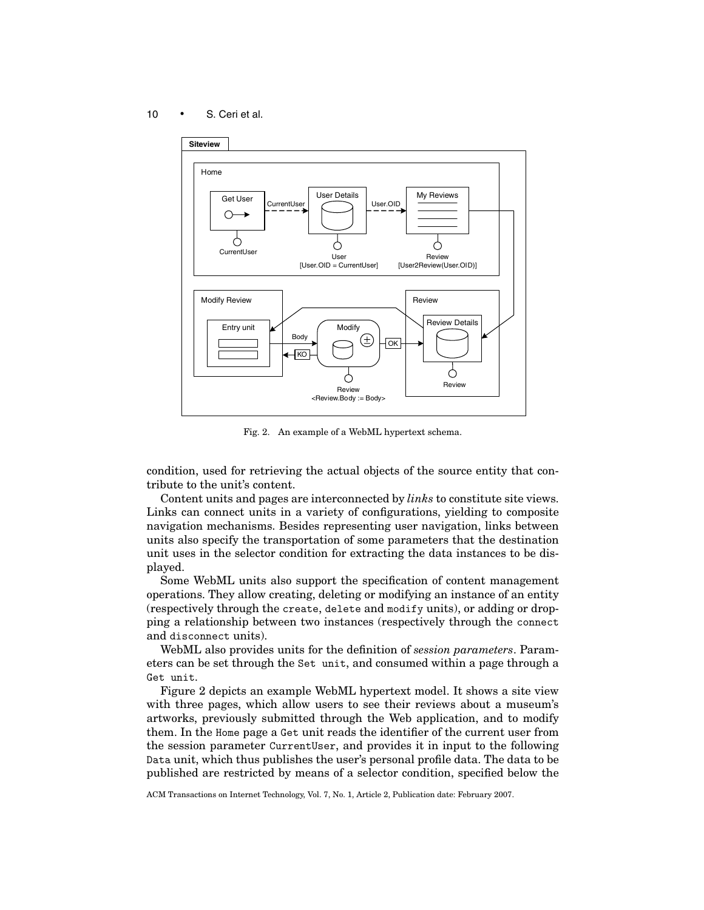Fig. 2. An example of a WebML hypertext schema.

condition, used for retrieving the actual objects of the source entity that contribute to the unit's content.

Content units and pages are interconnected by *links* to constitute site views. Links can connect units in a variety of configurations, yielding to composite navigation mechanisms. Besides representing user navigation, links between units also specify the transportation of some parameters that the destination unit uses in the selector condition for extracting the data instances to be displayed.

Some WebML units also support the specification of content management operations. They allow creating, deleting or modifying an instance of an entity (respectively through the `create`, `delete` and `modify` units), or adding or dropping a relationship between two instances (respectively through the `connect` and `disconnect` units).

WebML also provides units for the definition of *session parameters*. Parameters can be set through the `Set unit`, and consumed within a page through a `Get unit`.

Figure 2 depicts an example WebML hypertext model. It shows a site view with three pages, which allow users to see their reviews about a museum's artworks, previously submitted through the Web application, and to modify them. In the `Home` page a `Get` unit reads the identifier of the current user from the session parameter `CurrentUser`, and provides it in input to the following `Data` unit, which thus publishes the user's personal profile data. The data to be published are restricted by means of a selector condition, specified below the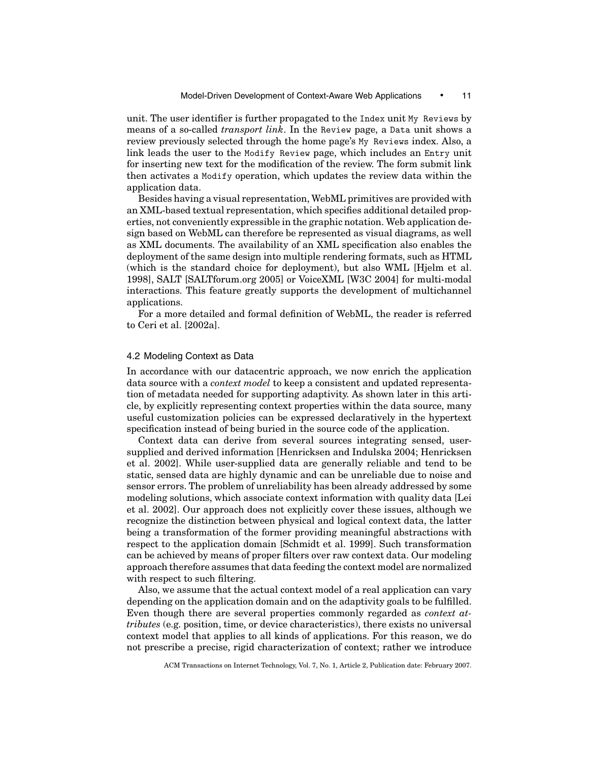unit. The user identifier is further propagated to the `Index` unit `My Reviews` by means of a so-called *transport link*. In the `Review` page, a `Data` unit shows a review previously selected through the home page's `My Reviews` index. Also, a link leads the user to the `Modify Review` page, which includes an `Entry` unit for inserting new text for the modification of the review. The form submit link then activates a `Modify` operation, which updates the review data within the application data.

Besides having a visual representation, WebML primitives are provided with an XML-based textual representation, which specifies additional detailed properties, not conveniently expressible in the graphic notation. Web application design based on WebML can therefore be represented as visual diagrams, as well as XML documents. The availability of an XML specification also enables the deployment of the same design into multiple rendering formats, such as HTML (which is the standard choice for deployment), but also WML [Hjelm et al. 1998], SALT [SALTforum.org 2005] or VoiceXML [W3C 2004] for multi-modal interactions. This feature greatly supports the development of multichannel applications.

For a more detailed and formal definition of WebML, the reader is referred to Ceri et al. [2002a].

### 4.2 Modeling Context as Data

In accordance with our datacentric approach, we now enrich the application data source with a *context model* to keep a consistent and updated representation of metadata needed for supporting adaptivity. As shown later in this article, by explicitly representing context properties within the data source, many useful customization policies can be expressed declaratively in the hypertext specification instead of being buried in the source code of the application.

Context data can derive from several sources integrating sensed, user-supplied and derived information [Henricksen and Indulska 2004; Henricksen et al. 2002]. While user-supplied data are generally reliable and tend to be static, sensed data are highly dynamic and can be unreliable due to noise and sensor errors. The problem of unreliability has been already addressed by some modeling solutions, which associate context information with quality data [Lei et al. 2002]. Our approach does not explicitly cover these issues, although we recognize the distinction between physical and logical context data, the latter being a transformation of the former providing meaningful abstractions with respect to the application domain [Schmidt et al. 1999]. Such transformation can be achieved by means of proper filters over raw context data. Our modeling approach therefore assumes that data feeding the context model are normalized with respect to such filtering.

Also, we assume that the actual context model of a real application can vary depending on the application domain and on the adaptivity goals to be fulfilled. Even though there are several properties commonly regarded as *context attributes* (e.g. position, time, or device characteristics), there exists no universal context model that applies to all kinds of applications. For this reason, we do not prescribe a precise, rigid characterization of context; rather we introduce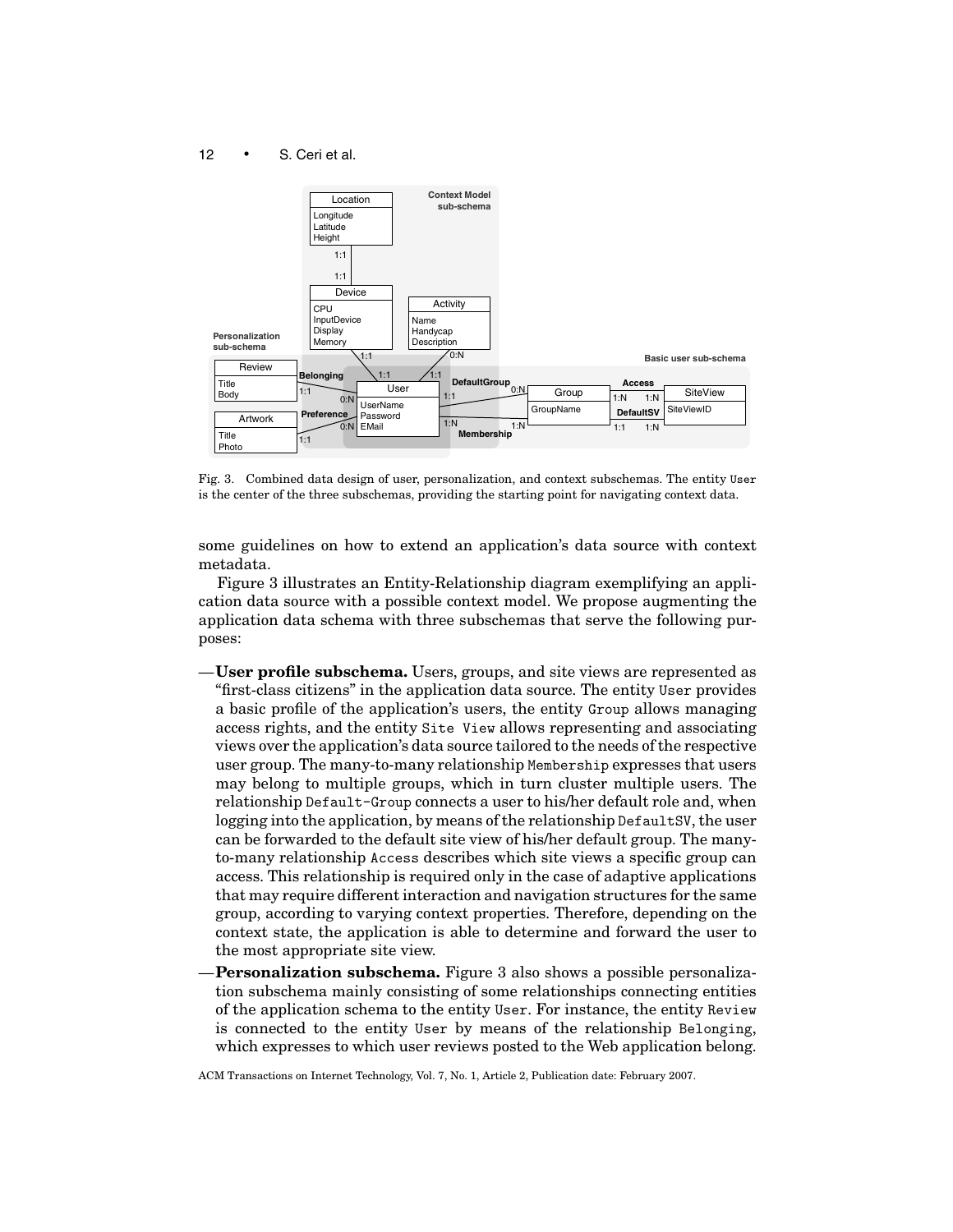Fig. 3. Combined data design of user, personalization, and context subschemas. The entity User is the center of the three subschemas, providing the starting point for navigating context data.

some guidelines on how to extend an application's data source with context metadata.

Figure 3 illustrates an Entity-Relationship diagram exemplifying an application data source with a possible context model. We propose augmenting the application data schema with three subschemas that serve the following purposes:

— **User profile subschema.** Users, groups, and site views are represented as "first-class citizens" in the application data source. The entity User provides a basic profile of the application's users, the entity Group allows managing access rights, and the entity Site View allows representing and associating views over the application's data source tailored to the needs of the respective user group. The many-to-many relationship Membership expresses that users may belong to multiple groups, which in turn cluster multiple users. The relationship Default-Group connects a user to his/her default role and, when logging into the application, by means of the relationship DefaultSV, the user can be forwarded to the default site view of his/her default group. The many-to-many relationship Access describes which site views a specific group can access. This relationship is required only in the case of adaptive applications that may require different interaction and navigation structures for the same group, according to varying context properties. Therefore, depending on the context state, the application is able to determine and forward the user to the most appropriate site view.

— **Personalization subschema.** Figure 3 also shows a possible personalization subschema mainly consisting of some relationships connecting entities of the application schema to the entity User. For instance, the entity Review is connected to the entity User by means of the relationship Belonging, which expresses to which user reviews posted to the Web application belong.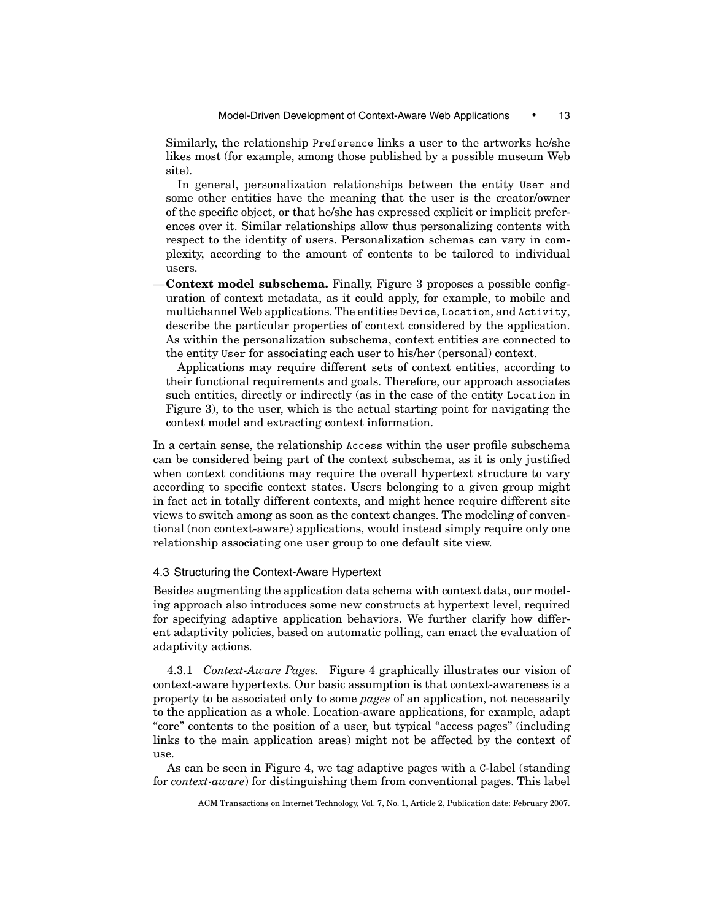Similarly, the relationship `Preference` links a user to the artworks he/she likes most (for example, among those published by a possible museum Web site).

In general, personalization relationships between the entity `User` and some other entities have the meaning that the user is the creator/owner of the specific object, or that he/she has expressed explicit or implicit preferences over it. Similar relationships allow thus personalizing contents with respect to the identity of users. Personalization schemas can vary in complexity, according to the amount of contents to be tailored to individual users.

—**Context model subschema.** Finally, Figure 3 proposes a possible configuration of context metadata, as it could apply, for example, to mobile and multichannel Web applications. The entities `Device`, `Location`, and `Activity`, describe the particular properties of context considered by the application. As within the personalization subschema, context entities are connected to the entity `User` for associating each user to his/her (personal) context.

Applications may require different sets of context entities, according to their functional requirements and goals. Therefore, our approach associates such entities, directly or indirectly (as in the case of the entity `Location` in Figure 3), to the user, which is the actual starting point for navigating the context model and extracting context information.

In a certain sense, the relationship `Access` within the user profile subschema can be considered being part of the context subschema, as it is only justified when context conditions may require the overall hypertext structure to vary according to specific context states. Users belonging to a given group might in fact act in totally different contexts, and might hence require different site views to switch among as soon as the context changes. The modeling of conventional (non context-aware) applications, would instead simply require only one relationship associating one user group to one default site view.

### 4.3 Structuring the Context-Aware Hypertext

Besides augmenting the application data schema with context data, our modeling approach also introduces some new constructs at hypertext level, required for specifying adaptive application behaviors. We further clarify how different adaptivity policies, based on automatic polling, can enact the evaluation of adaptivity actions.

4.3.1 *Context-Aware Pages.* Figure 4 graphically illustrates our vision of context-aware hypertexts. Our basic assumption is that context-awareness is a property to be associated only to some *pages* of an application, not necessarily to the application as a whole. Location-aware applications, for example, adapt "core" contents to the position of a user, but typical "access pages" (including links to the main application areas) might not be affected by the context of use.

As can be seen in Figure 4, we tag adaptive pages with a `C`-label (standing for *context-aware*) for distinguishing them from conventional pages. This label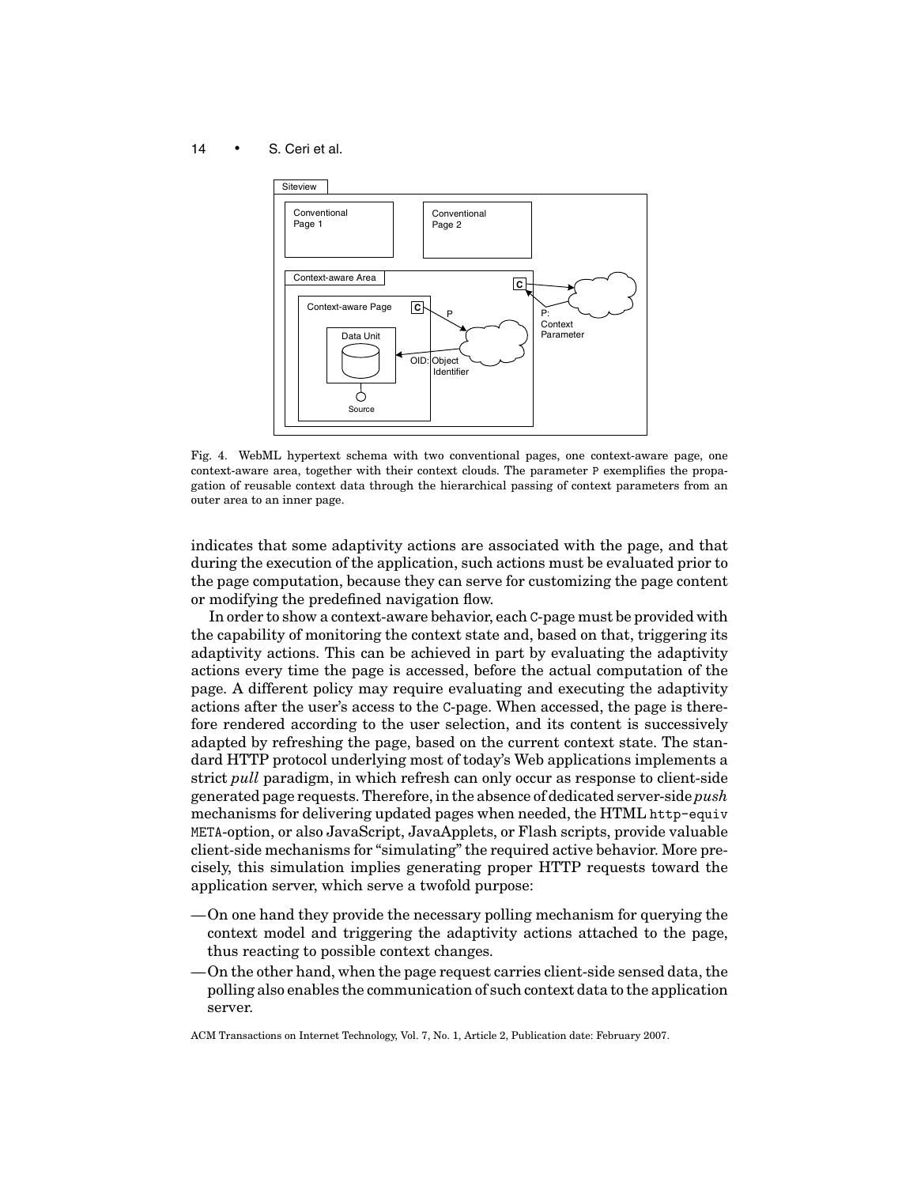Fig. 4. WebML hypertext schema with two conventional pages, one context-aware page, one context-aware area, together with their context clouds. The parameter P exemplifies the propagation of reusable context data through the hierarchical passing of context parameters from an outer area to an inner page.

indicates that some adaptivity actions are associated with the page, and that during the execution of the application, such actions must be evaluated prior to the page computation, because they can serve for customizing the page content or modifying the predefined navigation flow.

In order to show a context-aware behavior, each C-page must be provided with the capability of monitoring the context state and, based on that, triggering its adaptivity actions. This can be achieved in part by evaluating the adaptivity actions every time the page is accessed, before the actual computation of the page. A different policy may require evaluating and executing the adaptivity actions after the user's access to the C-page. When accessed, the page is therefore rendered according to the user selection, and its content is successively adapted by refreshing the page, based on the current context state. The standard HTTP protocol underlying most of today's Web applications implements a strict *pull* paradigm, in which refresh can only occur as response to client-side generated page requests. Therefore, in the absence of dedicated server-side *push* mechanisms for delivering updated pages when needed, the HTML `http-equiv` `META`-option, or also JavaScript, JavaApplets, or Flash scripts, provide valuable client-side mechanisms for "simulating" the required active behavior. More precisely, this simulation implies generating proper HTTP requests toward the application server, which serve a twofold purpose:

- On one hand they provide the necessary polling mechanism for querying the context model and triggering the adaptivity actions attached to the page, thus reacting to possible context changes.
- On the other hand, when the page request carries client-side sensed data, the polling also enables the communication of such context data to the application server.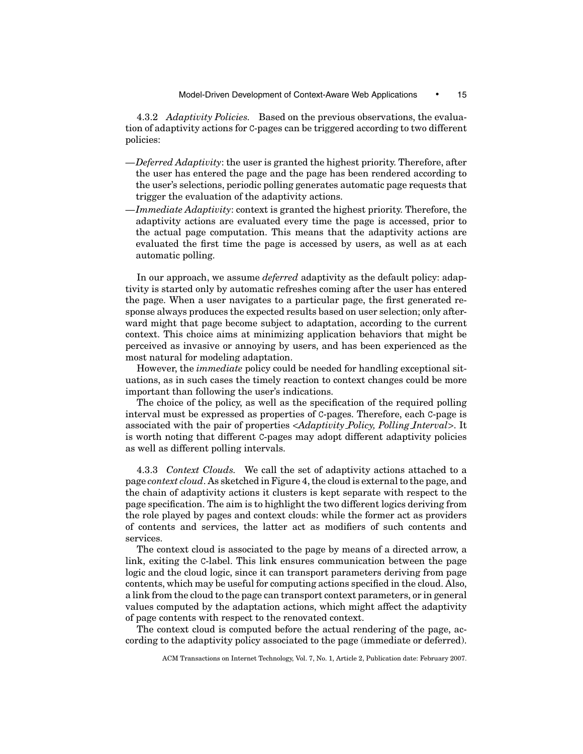#### 4.3.2 *Adaptivity Policies.*

Based on the previous observations, the evaluation of adaptivity actions for C-pages can be triggered according to two different policies:

- *Deferred Adaptivity*: the user is granted the highest priority. Therefore, after the user has entered the page and the page has been rendered according to the user's selections, periodic polling generates automatic page requests that trigger the evaluation of the adaptivity actions.
- *Immediate Adaptivity*: context is granted the highest priority. Therefore, the adaptivity actions are evaluated every time the page is accessed, prior to the actual page computation. This means that the adaptivity actions are evaluated the first time the page is accessed by users, as well as at each automatic polling.

In our approach, we assume *deferred* adaptivity as the default policy: adaptivity is started only by automatic refreshes coming after the user has entered the page. When a user navigates to a particular page, the first generated response always produces the expected results based on user selection; only afterward might that page become subject to adaptation, according to the current context. This choice aims at minimizing application behaviors that might be perceived as invasive or annoying by users, and has been experienced as the most natural for modeling adaptation.

However, the *immediate* policy could be needed for handling exceptional situations, as in such cases the timely reaction to context changes could be more important than following the user's indications.

The choice of the policy, as well as the specification of the required polling interval must be expressed as properties of C-pages. Therefore, each C-page is associated with the pair of properties <*Adaptivity_Policy, Polling_Interval*>. It is worth noting that different C-pages may adopt different adaptivity policies as well as different polling intervals.

#### 4.3.3 *Context Clouds.*

We call the set of adaptivity actions attached to a page *context cloud*. As sketched in Figure 4, the cloud is external to the page, and the chain of adaptivity actions it clusters is kept separate with respect to the page specification. The aim is to highlight the two different logics deriving from the role played by pages and context clouds: while the former act as providers of contents and services, the latter act as modifiers of such contents and services.

The context cloud is associated to the page by means of a directed arrow, a link, exiting the C-label. This link ensures communication between the page logic and the cloud logic, since it can transport parameters deriving from page contents, which may be useful for computing actions specified in the cloud. Also, a link from the cloud to the page can transport context parameters, or in general values computed by the adaptation actions, which might affect the adaptivity of page contents with respect to the renovated context.

The context cloud is computed before the actual rendering of the page, according to the adaptivity policy associated to the page (immediate or deferred).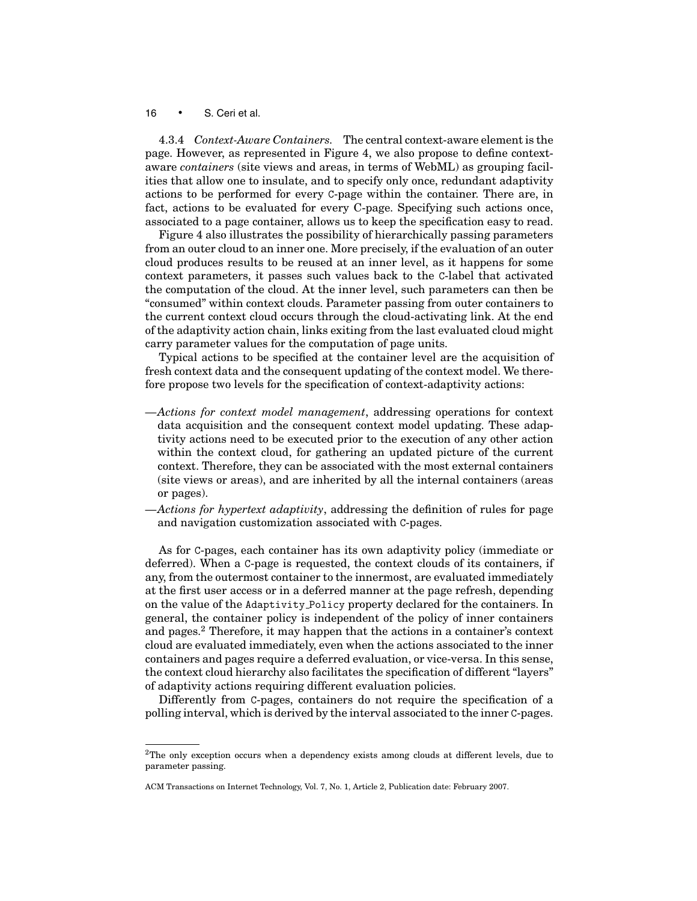4.3.4 *Context-Aware Containers.* The central context-aware element is the page. However, as represented in Figure 4, we also propose to define context-aware *containers* (site views and areas, in terms of WebML) as grouping facilities that allow one to insulate, and to specify only once, redundant adaptivity actions to be performed for every C-page within the container. There are, in fact, actions to be evaluated for every C-page. Specifying such actions once, associated to a page container, allows us to keep the specification easy to read.

Figure 4 also illustrates the possibility of hierarchically passing parameters from an outer cloud to an inner one. More precisely, if the evaluation of an outer cloud produces results to be reused at an inner level, as it happens for some context parameters, it passes such values back to the C-label that activated the computation of the cloud. At the inner level, such parameters can then be "consumed" within context clouds. Parameter passing from outer containers to the current context cloud occurs through the cloud-activating link. At the end of the adaptivity action chain, links exiting from the last evaluated cloud might carry parameter values for the computation of page units.

Typical actions to be specified at the container level are the acquisition of fresh context data and the consequent updating of the context model. We therefore propose two levels for the specification of context-adaptivity actions:

—*Actions for context model management*, addressing operations for context data acquisition and the consequent context model updating. These adaptivity actions need to be executed prior to the execution of any other action within the context cloud, for gathering an updated picture of the current context. Therefore, they can be associated with the most external containers (site views or areas), and are inherited by all the internal containers (areas or pages).

—*Actions for hypertext adaptivity*, addressing the definition of rules for page and navigation customization associated with C-pages.

As for C-pages, each container has its own adaptivity policy (immediate or deferred). When a C-page is requested, the context clouds of its containers, if any, from the outermost container to the innermost, are evaluated immediately at the first user access or in a deferred manner at the page refresh, depending on the value of the `Adaptivity_Policy` property declared for the containers. In general, the container policy is independent of the policy of inner containers and pages.[2] Therefore, it may happen that the actions in a container's context cloud are evaluated immediately, even when the actions associated to the inner containers and pages require a deferred evaluation, or vice-versa. In this sense, the context cloud hierarchy also facilitates the specification of different "layers" of adaptivity actions requiring different evaluation policies.

Differently from C-pages, containers do not require the specification of a polling interval, which is derived by the interval associated to the inner C-pages.

---

[2]The only exception occurs when a dependency exists among clouds at different levels, due to parameter passing.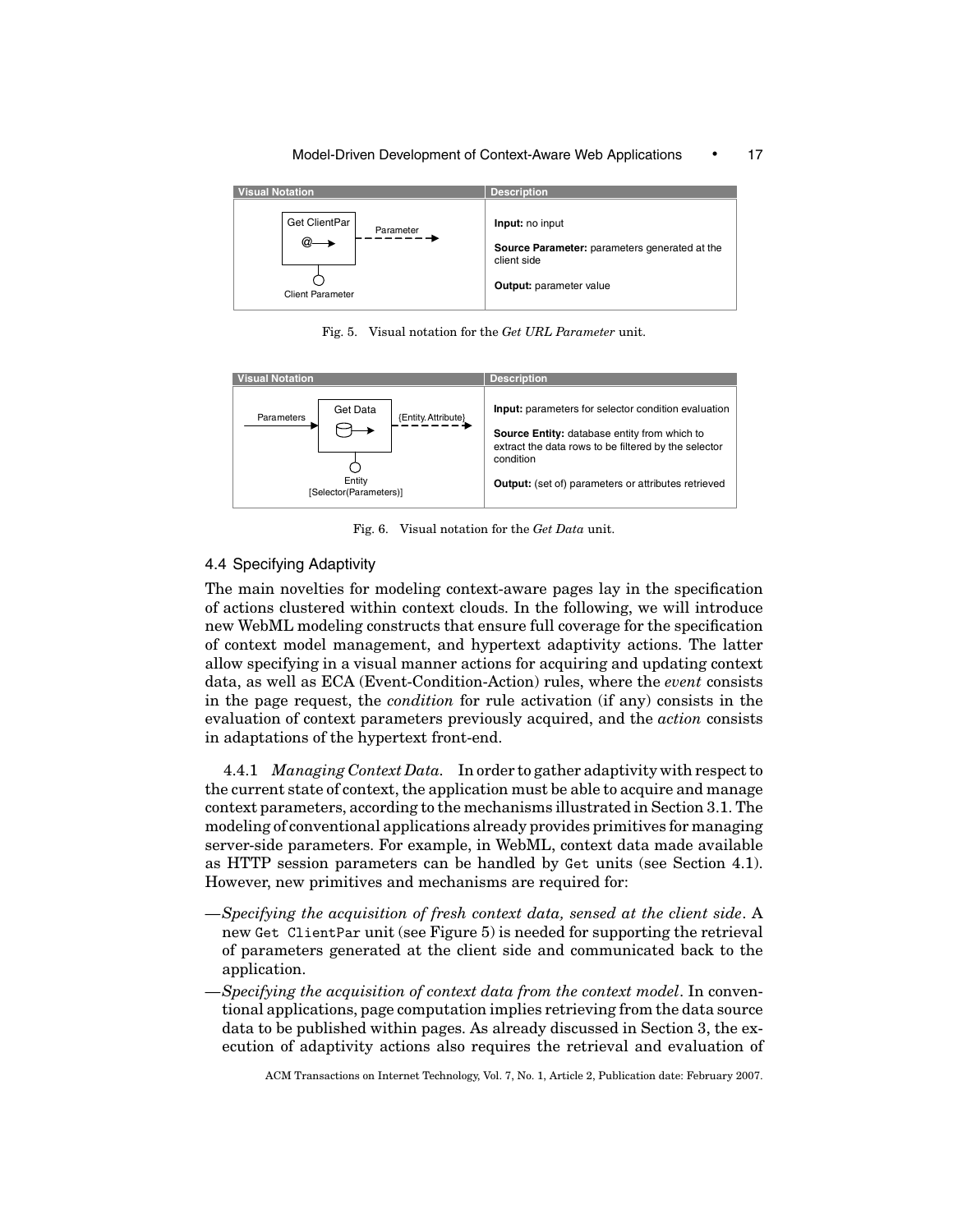| Visual Notation | Description |
| --- | --- |
| Get ClientPar, Parameter, Client Parameter | **Input:** no input<br>**Source Parameter:** parameters generated at the client side<br>**Output:** parameter value |

Fig. 5. Visual notation for the *Get URL Parameter* unit.

| Visual Notation | Description |
| --- | --- |
| Parameters, Get Data, {Entity.Attribute}, Entity [Selector(Parameters)] | **Input:** parameters for selector condition evaluation<br>**Source Entity:** database entity from which to extract the data rows to be filtered by the selector condition<br>**Output:** (set of) parameters or attributes retrieved |

Fig. 6. Visual notation for the *Get Data* unit.

### 4.4 Specifying Adaptivity

The main novelties for modeling context-aware pages lay in the specification of actions clustered within context clouds. In the following, we will introduce new WebML modeling constructs that ensure full coverage for the specification of context model management, and hypertext adaptivity actions. The latter allow specifying in a visual manner actions for acquiring and updating context data, as well as ECA (Event-Condition-Action) rules, where the *event* consists in the page request, the *condition* for rule activation (if any) consists in the evaluation of context parameters previously acquired, and the *action* consists in adaptations of the hypertext front-end.

4.4.1 *Managing Context Data.* In order to gather adaptivity with respect to the current state of context, the application must be able to acquire and manage context parameters, according to the mechanisms illustrated in Section 3.1. The modeling of conventional applications already provides primitives for managing server-side parameters. For example, in WebML, context data made available as HTTP session parameters can be handled by `Get` units (see Section 4.1). However, new primitives and mechanisms are required for:

—*Specifying the acquisition of fresh context data, sensed at the client side*. A new `Get ClientPar` unit (see Figure 5) is needed for supporting the retrieval of parameters generated at the client side and communicated back to the application.

—*Specifying the acquisition of context data from the context model*. In conventional applications, page computation implies retrieving from the data source data to be published within pages. As already discussed in Section 3, the execution of adaptivity actions also requires the retrieval and evaluation of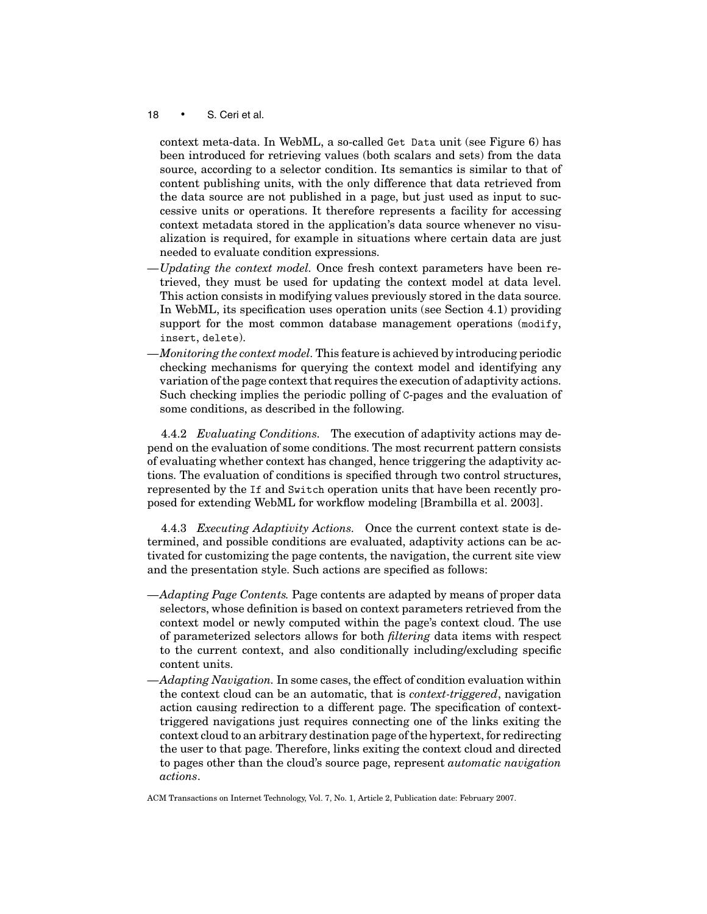context meta-data. In WebML, a so-called `Get Data` unit (see Figure 6) has been introduced for retrieving values (both scalars and sets) from the data source, according to a selector condition. Its semantics is similar to that of content publishing units, with the only difference that data retrieved from the data source are not published in a page, but just used as input to successive units or operations. It therefore represents a facility for accessing context metadata stored in the application's data source whenever no visualization is required, for example in situations where certain data are just needed to evaluate condition expressions.

—*Updating the context model.* Once fresh context parameters have been retrieved, they must be used for updating the context model at data level. This action consists in modifying values previously stored in the data source. In WebML, its specification uses operation units (see Section 4.1) providing support for the most common database management operations (`modify`, `insert`, `delete`).

—*Monitoring the context model.* This feature is achieved by introducing periodic checking mechanisms for querying the context model and identifying any variation of the page context that requires the execution of adaptivity actions. Such checking implies the periodic polling of `C`-pages and the evaluation of some conditions, as described in the following.

4.4.2 *Evaluating Conditions.* The execution of adaptivity actions may depend on the evaluation of some conditions. The most recurrent pattern consists of evaluating whether context has changed, hence triggering the adaptivity actions. The evaluation of conditions is specified through two control structures, represented by the `If` and `Switch` operation units that have been recently proposed for extending WebML for workflow modeling [Brambilla et al. 2003].

4.4.3 *Executing Adaptivity Actions.* Once the current context state is determined, and possible conditions are evaluated, adaptivity actions can be activated for customizing the page contents, the navigation, the current site view and the presentation style. Such actions are specified as follows:

—*Adapting Page Contents.* Page contents are adapted by means of proper data selectors, whose definition is based on context parameters retrieved from the context model or newly computed within the page's context cloud. The use of parameterized selectors allows for both *filtering* data items with respect to the current context, and also conditionally including/excluding specific content units.

—*Adapting Navigation.* In some cases, the effect of condition evaluation within the context cloud can be an automatic, that is *context-triggered*, navigation action causing redirection to a different page. The specification of context-triggered navigations just requires connecting one of the links exiting the context cloud to an arbitrary destination page of the hypertext, for redirecting the user to that page. Therefore, links exiting the context cloud and directed to pages other than the cloud's source page, represent *automatic navigation actions*.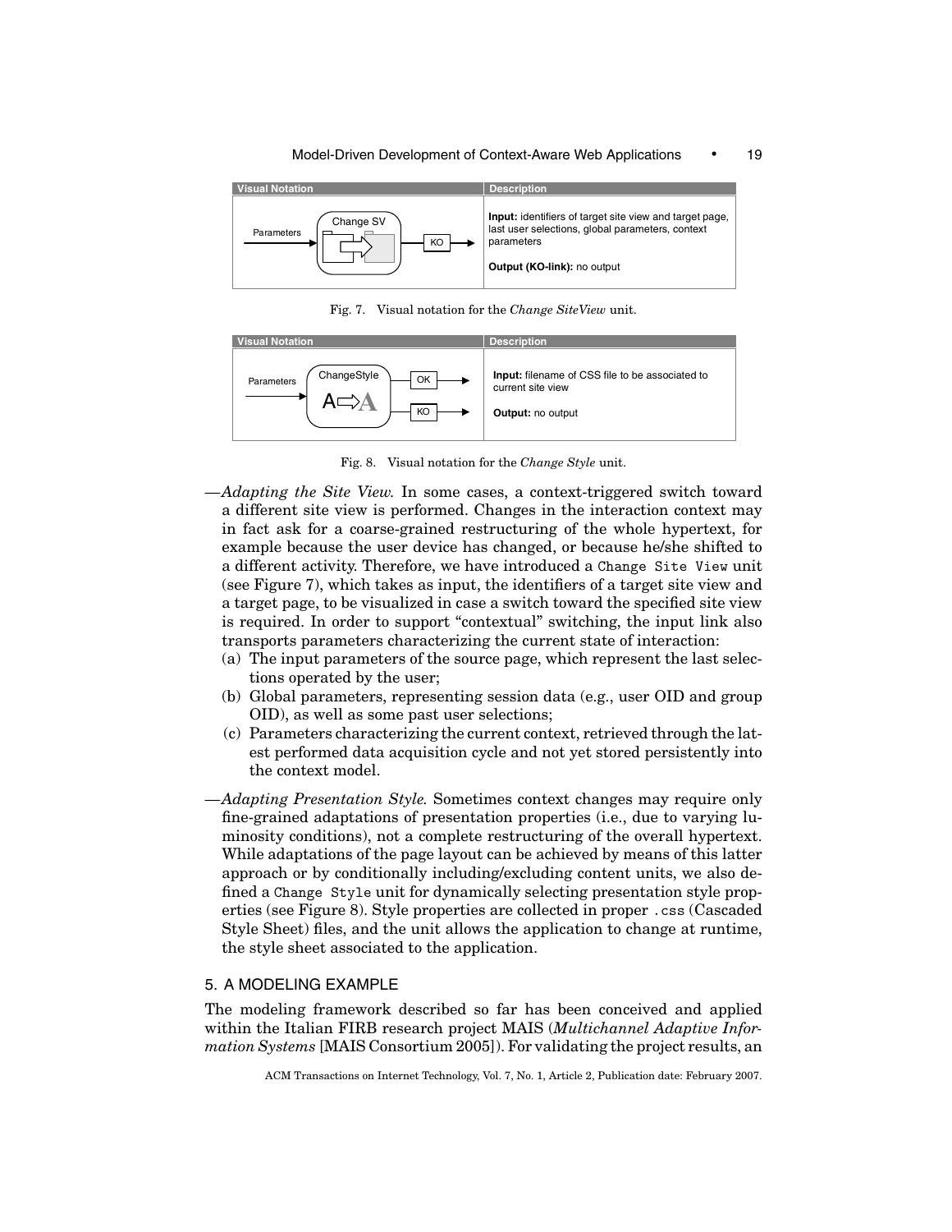| Visual Notation | Description |
| --- | --- |
| Parameters → Change SV → KO | **Input:** identifiers of target site view and target page, last user selections, global parameters, context parameters<br><br>**Output (KO-link):** no output |

Fig. 7. Visual notation for the *Change SiteView* unit.

| Visual Notation | Description |
| --- | --- |
| Parameters → ChangeStyle → OK / KO | **Input:** filename of CSS file to be associated to current site view<br><br>**Output:** no output |

Fig. 8. Visual notation for the *Change Style* unit.

—*Adapting the Site View.* In some cases, a context-triggered switch toward a different site view is performed. Changes in the interaction context may in fact ask for a coarse-grained restructuring of the whole hypertext, for example because the user device has changed, or because he/she shifted to a different activity. Therefore, we have introduced a `Change Site View` unit (see Figure 7), which takes as input, the identifiers of a target site view and a target page, to be visualized in case a switch toward the specified site view is required. In order to support "contextual" switching, the input link also transports parameters characterizing the current state of interaction:

(a) The input parameters of the source page, which represent the last selections operated by the user;
(b) Global parameters, representing session data (e.g., user OID and group OID), as well as some past user selections;
(c) Parameters characterizing the current context, retrieved through the latest performed data acquisition cycle and not yet stored persistently into the context model.

—*Adapting Presentation Style.* Sometimes context changes may require only fine-grained adaptations of presentation properties (i.e., due to varying luminosity conditions), not a complete restructuring of the overall hypertext. While adaptations of the page layout can be achieved by means of this latter approach or by conditionally including/excluding content units, we also defined a `Change Style` unit for dynamically selecting presentation style properties (see Figure 8). Style properties are collected in proper `.css` (Cascaded Style Sheet) files, and the unit allows the application to change at runtime, the style sheet associated to the application.

## 5. A MODELING EXAMPLE

The modeling framework described so far has been conceived and applied within the Italian FIRB research project MAIS (*Multichannel Adaptive Information Systems* [MAIS Consortium 2005]). For validating the project results, an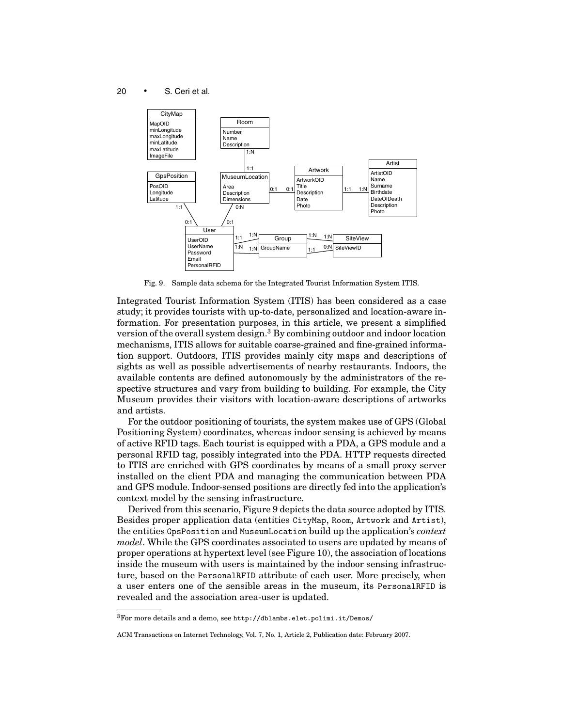Fig. 9. Sample data schema for the Integrated Tourist Information System ITIS.

Integrated Tourist Information System (ITIS) has been considered as a case study; it provides tourists with up-to-date, personalized and location-aware information. For presentation purposes, in this article, we present a simplified version of the overall system design.[3] By combining outdoor and indoor location mechanisms, ITIS allows for suitable coarse-grained and fine-grained information support. Outdoors, ITIS provides mainly city maps and descriptions of sights as well as possible advertisements of nearby restaurants. Indoors, the available contents are defined autonomously by the administrators of the respective structures and vary from building to building. For example, the City Museum provides their visitors with location-aware descriptions of artworks and artists.

For the outdoor positioning of tourists, the system makes use of GPS (Global Positioning System) coordinates, whereas indoor sensing is achieved by means of active RFID tags. Each tourist is equipped with a PDA, a GPS module and a personal RFID tag, possibly integrated into the PDA. HTTP requests directed to ITIS are enriched with GPS coordinates by means of a small proxy server installed on the client PDA and managing the communication between PDA and GPS module. Indoor-sensed positions are directly fed into the application's context model by the sensing infrastructure.

Derived from this scenario, Figure 9 depicts the data source adopted by ITIS. Besides proper application data (entities `CityMap`, `Room`, `Artwork` and `Artist`), the entities `GpsPosition` and `MuseumLocation` build up the application's *context model*. While the GPS coordinates associated to users are updated by means of proper operations at hypertext level (see Figure 10), the association of locations inside the museum with users is maintained by the indoor sensing infrastructure, based on the `PersonalRFID` attribute of each user. More precisely, when a user enters one of the sensible areas in the museum, its `PersonalRFID` is revealed and the association area-user is updated.

[3] For more details and a demo, see `http://dblambs.elet.polimi.it/Demos/`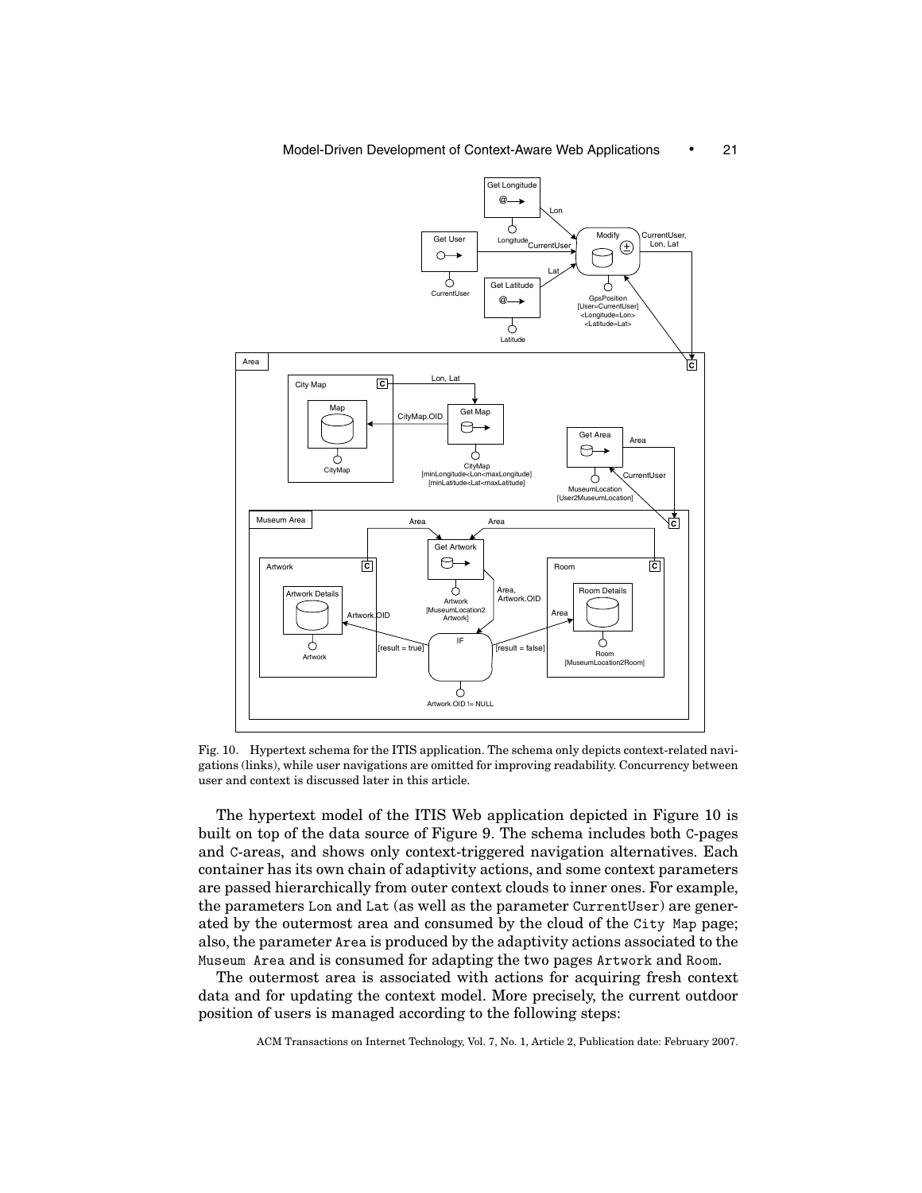Fig. 10. Hypertext schema for the ITIS application. The schema only depicts context-related navigations (links), while user navigations are omitted for improving readability. Concurrency between user and context is discussed later in this article.

The hypertext model of the ITIS Web application depicted in Figure 10 is built on top of the data source of Figure 9. The schema includes both C-pages and C-areas, and shows only context-triggered navigation alternatives. Each container has its own chain of adaptivity actions, and some context parameters are passed hierarchically from outer context clouds to inner ones. For example, the parameters Lon and Lat (as well as the parameter CurrentUser) are generated by the outermost area and consumed by the cloud of the City Map page; also, the parameter Area is produced by the adaptivity actions associated to the Museum Area and is consumed for adapting the two pages Artwork and Room.

The outermost area is associated with actions for acquiring fresh context data and for updating the context model. More precisely, the current outdoor position of users is managed according to the following steps: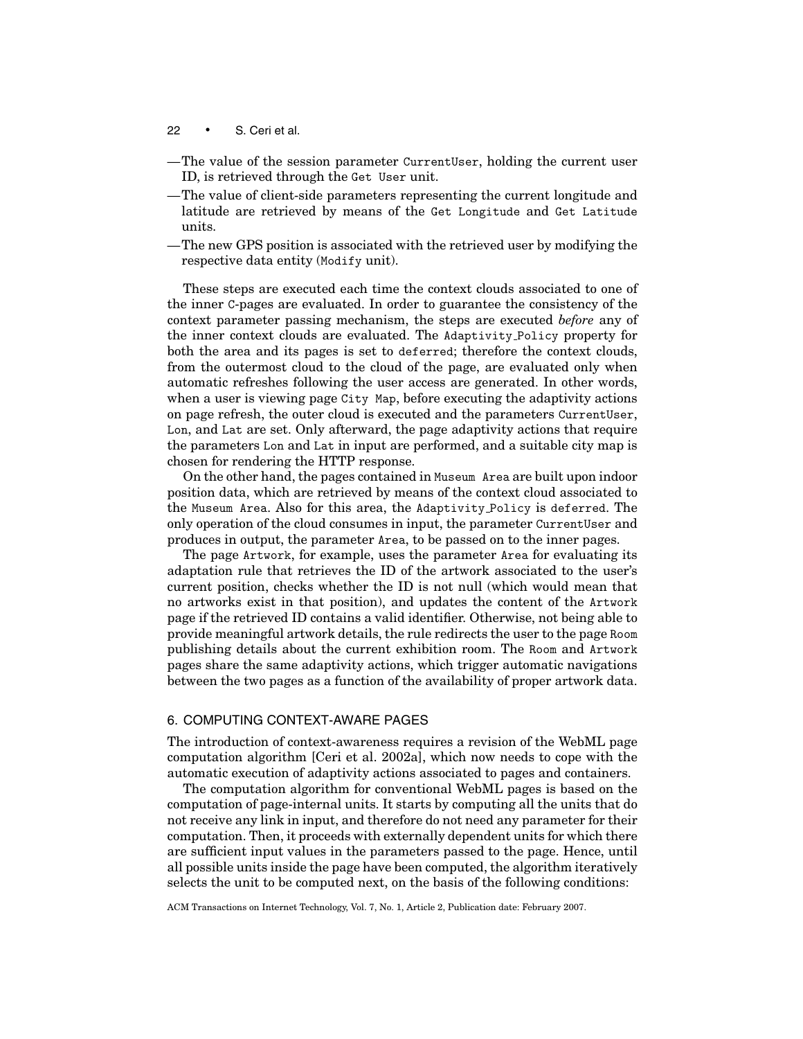—The value of the session parameter CurrentUser, holding the current user ID, is retrieved through the Get User unit.

—The value of client-side parameters representing the current longitude and latitude are retrieved by means of the Get Longitude and Get Latitude units.

—The new GPS position is associated with the retrieved user by modifying the respective data entity (Modify unit).

These steps are executed each time the context clouds associated to one of the inner C-pages are evaluated. In order to guarantee the consistency of the context parameter passing mechanism, the steps are executed *before* any of the inner context clouds are evaluated. The Adaptivity_Policy property for both the area and its pages is set to deferred; therefore the context clouds, from the outermost cloud to the cloud of the page, are evaluated only when automatic refreshes following the user access are generated. In other words, when a user is viewing page City Map, before executing the adaptivity actions on page refresh, the outer cloud is executed and the parameters CurrentUser, Lon, and Lat are set. Only afterward, the page adaptivity actions that require the parameters Lon and Lat in input are performed, and a suitable city map is chosen for rendering the HTTP response.

On the other hand, the pages contained in Museum Area are built upon indoor position data, which are retrieved by means of the context cloud associated to the Museum Area. Also for this area, the Adaptivity_Policy is deferred. The only operation of the cloud consumes in input, the parameter CurrentUser and produces in output, the parameter Area, to be passed on to the inner pages.

The page Artwork, for example, uses the parameter Area for evaluating its adaptation rule that retrieves the ID of the artwork associated to the user's current position, checks whether the ID is not null (which would mean that no artworks exist in that position), and updates the content of the Artwork page if the retrieved ID contains a valid identifier. Otherwise, not being able to provide meaningful artwork details, the rule redirects the user to the page Room publishing details about the current exhibition room. The Room and Artwork pages share the same adaptivity actions, which trigger automatic navigations between the two pages as a function of the availability of proper artwork data.

## 6. COMPUTING CONTEXT-AWARE PAGES

The introduction of context-awareness requires a revision of the WebML page computation algorithm [Ceri et al. 2002a], which now needs to cope with the automatic execution of adaptivity actions associated to pages and containers.

The computation algorithm for conventional WebML pages is based on the computation of page-internal units. It starts by computing all the units that do not receive any link in input, and therefore do not need any parameter for their computation. Then, it proceeds with externally dependent units for which there are sufficient input values in the parameters passed to the page. Hence, until all possible units inside the page have been computed, the algorithm iteratively selects the unit to be computed next, on the basis of the following conditions: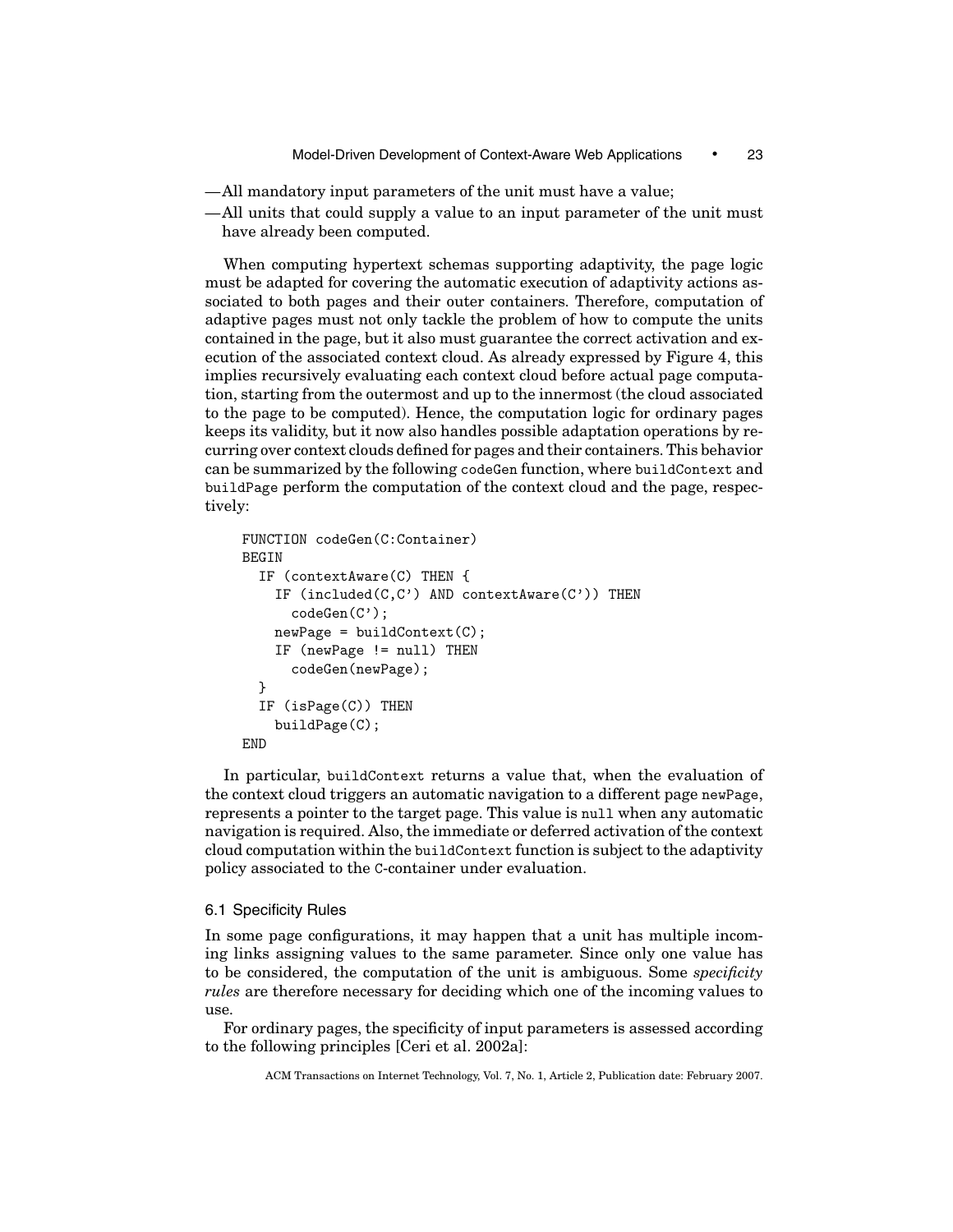—All mandatory input parameters of the unit must have a value;

—All units that could supply a value to an input parameter of the unit must have already been computed.

When computing hypertext schemas supporting adaptivity, the page logic must be adapted for covering the automatic execution of adaptivity actions associated to both pages and their outer containers. Therefore, computation of adaptive pages must not only tackle the problem of how to compute the units contained in the page, but it also must guarantee the correct activation and execution of the associated context cloud. As already expressed by Figure 4, this implies recursively evaluating each context cloud before actual page computation, starting from the outermost and up to the innermost (the cloud associated to the page to be computed). Hence, the computation logic for ordinary pages keeps its validity, but it now also handles possible adaptation operations by recurring over context clouds defined for pages and their containers. This behavior can be summarized by the following `codeGen` function, where `buildContext` and `buildPage` perform the computation of the context cloud and the page, respectively:

```
FUNCTION codeGen(C:Container)
BEGIN
  IF (contextAware(C) THEN {
    IF (included(C,C') AND contextAware(C')) THEN
      codeGen(C');
    newPage = buildContext(C);
    IF (newPage != null) THEN
      codeGen(newPage);
  }
  IF (isPage(C)) THEN
    buildPage(C);
END
```

In particular, `buildContext` returns a value that, when the evaluation of the context cloud triggers an automatic navigation to a different page `newPage`, represents a pointer to the target page. This value is `null` when any automatic navigation is required. Also, the immediate or deferred activation of the context cloud computation within the `buildContext` function is subject to the adaptivity policy associated to the `C`-container under evaluation.

## 6.1 Specificity Rules

In some page configurations, it may happen that a unit has multiple incoming links assigning values to the same parameter. Since only one value has to be considered, the computation of the unit is ambiguous. Some *specificity rules* are therefore necessary for deciding which one of the incoming values to use.

For ordinary pages, the specificity of input parameters is assessed according to the following principles [Ceri et al. 2002a]: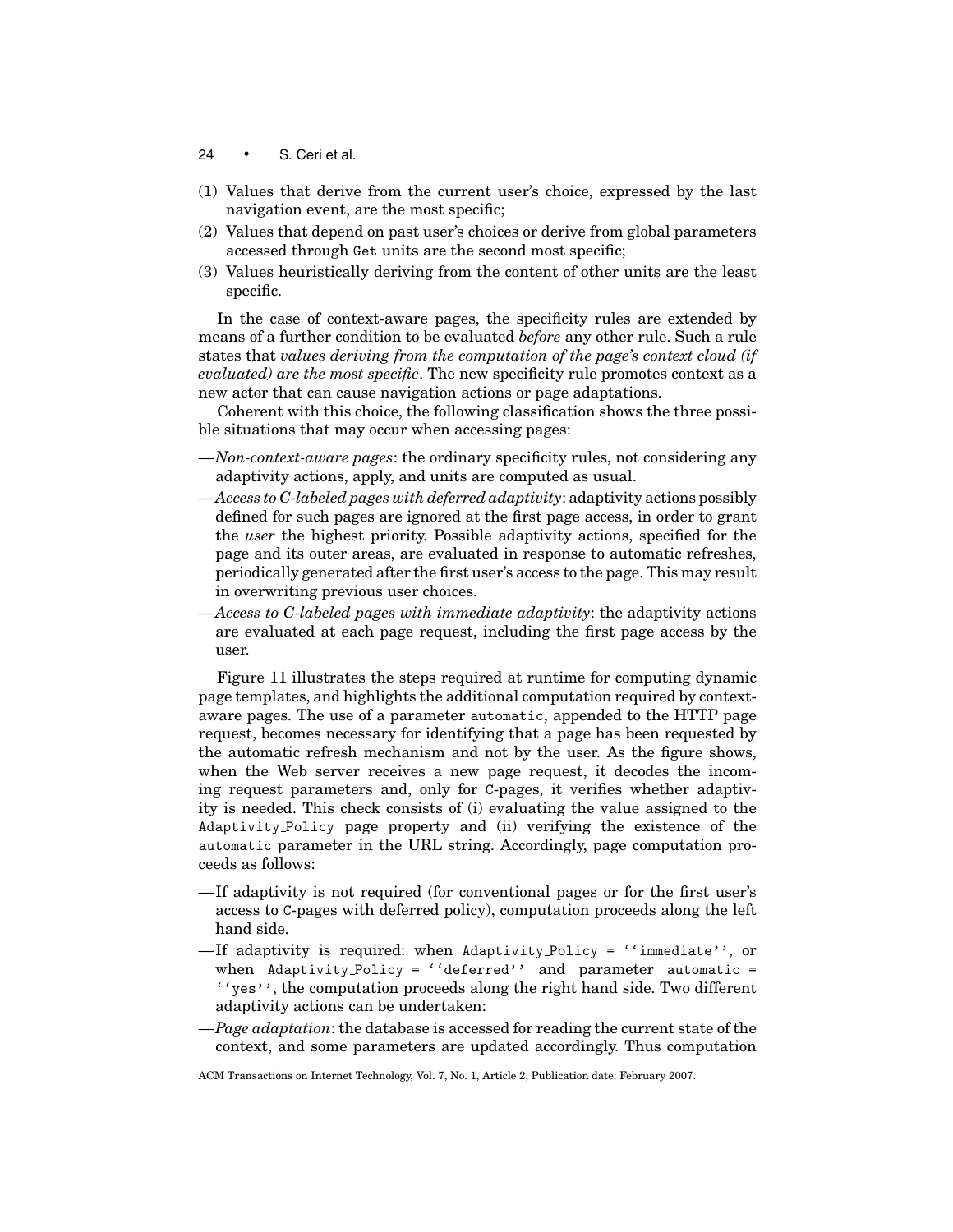(1) Values that derive from the current user's choice, expressed by the last navigation event, are the most specific;
(2) Values that depend on past user's choices or derive from global parameters accessed through `Get` units are the second most specific;
(3) Values heuristically deriving from the content of other units are the least specific.

In the case of context-aware pages, the specificity rules are extended by means of a further condition to be evaluated *before* any other rule. Such a rule states that *values deriving from the computation of the page's context cloud (if evaluated) are the most specific*. The new specificity rule promotes context as a new actor that can cause navigation actions or page adaptations.

Coherent with this choice, the following classification shows the three possible situations that may occur when accessing pages:

—*Non-context-aware pages*: the ordinary specificity rules, not considering any adaptivity actions, apply, and units are computed as usual.

—*Access to C-labeled pages with deferred adaptivity*: adaptivity actions possibly defined for such pages are ignored at the first page access, in order to grant the *user* the highest priority. Possible adaptivity actions, specified for the page and its outer areas, are evaluated in response to automatic refreshes, periodically generated after the first user's access to the page. This may result in overwriting previous user choices.

—*Access to C-labeled pages with immediate adaptivity*: the adaptivity actions are evaluated at each page request, including the first page access by the user.

Figure 11 illustrates the steps required at runtime for computing dynamic page templates, and highlights the additional computation required by context-aware pages. The use of a parameter `automatic`, appended to the HTTP page request, becomes necessary for identifying that a page has been requested by the automatic refresh mechanism and not by the user. As the figure shows, when the Web server receives a new page request, it decodes the incoming request parameters and, only for `C`-pages, it verifies whether adaptivity is needed. This check consists of (i) evaluating the value assigned to the `Adaptivity_Policy` page property and (ii) verifying the existence of the `automatic` parameter in the URL string. Accordingly, page computation proceeds as follows:

—If adaptivity is not required (for conventional pages or for the first user's access to `C`-pages with deferred policy), computation proceeds along the left hand side.

—If adaptivity is required: when `Adaptivity_Policy = ''immediate''`, or when `Adaptivity_Policy = ''deferred''` and parameter `automatic = ''yes''`, the computation proceeds along the right hand side. Two different adaptivity actions can be undertaken:

—*Page adaptation*: the database is accessed for reading the current state of the context, and some parameters are updated accordingly. Thus computation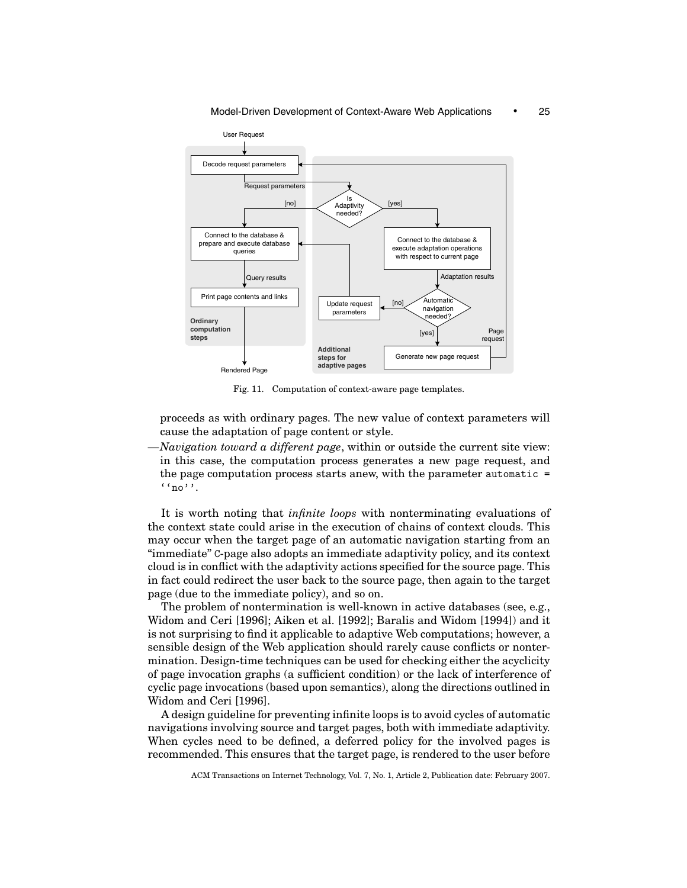Fig. 11. Computation of context-aware page templates.

proceeds as with ordinary pages. The new value of context parameters will cause the adaptation of page content or style.

—*Navigation toward a different page*, within or outside the current site view: in this case, the computation process generates a new page request, and the page computation process starts anew, with the parameter `automatic = ''no''`.

It is worth noting that *infinite loops* with nonterminating evaluations of the context state could arise in the execution of chains of context clouds. This may occur when the target page of an automatic navigation starting from an "immediate" C-page also adopts an immediate adaptivity policy, and its context cloud is in conflict with the adaptivity actions specified for the source page. This in fact could redirect the user back to the source page, then again to the target page (due to the immediate policy), and so on.

The problem of nontermination is well-known in active databases (see, e.g., Widom and Ceri [1996]; Aiken et al. [1992]; Baralis and Widom [1994]) and it is not surprising to find it applicable to adaptive Web computations; however, a sensible design of the Web application should rarely cause conflicts or nontermination. Design-time techniques can be used for checking either the acyclicity of page invocation graphs (a sufficient condition) or the lack of interference of cyclic page invocations (based upon semantics), along the directions outlined in Widom and Ceri [1996].

A design guideline for preventing infinite loops is to avoid cycles of automatic navigations involving source and target pages, both with immediate adaptivity. When cycles need to be defined, a deferred policy for the involved pages is recommended. This ensures that the target page, is rendered to the user before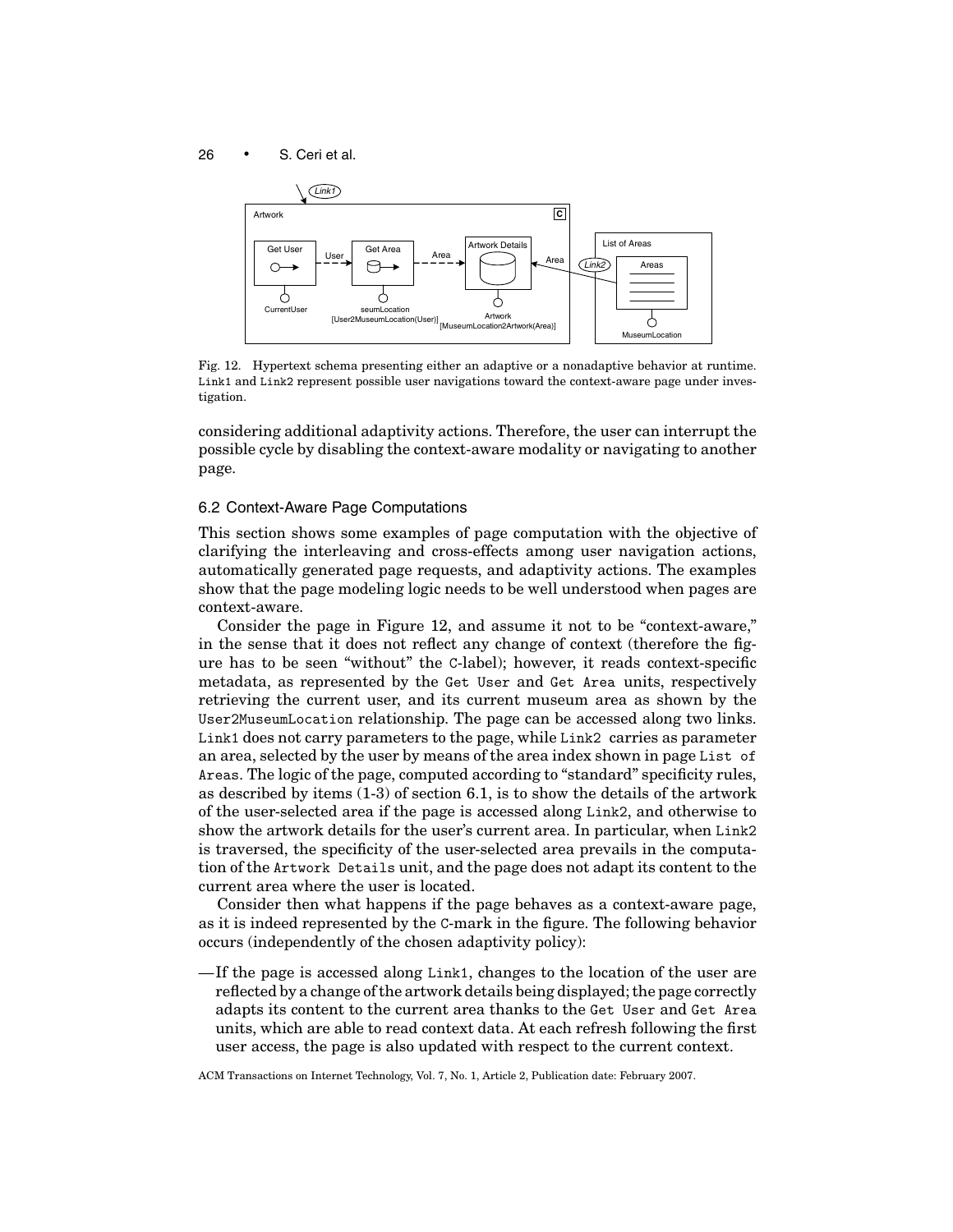Fig. 12. Hypertext schema presenting either an adaptive or a nonadaptive behavior at runtime. Link1 and Link2 represent possible user navigations toward the context-aware page under investigation.

considering additional adaptivity actions. Therefore, the user can interrupt the possible cycle by disabling the context-aware modality or navigating to another page.

### 6.2 Context-Aware Page Computations

This section shows some examples of page computation with the objective of clarifying the interleaving and cross-effects among user navigation actions, automatically generated page requests, and adaptivity actions. The examples show that the page modeling logic needs to be well understood when pages are context-aware.

Consider the page in Figure 12, and assume it not to be "context-aware," in the sense that it does not reflect any change of context (therefore the figure has to be seen "without" the C-label); however, it reads context-specific metadata, as represented by the Get User and Get Area units, respectively retrieving the current user, and its current museum area as shown by the User2MuseumLocation relationship. The page can be accessed along two links. Link1 does not carry parameters to the page, while Link2 carries as parameter an area, selected by the user by means of the area index shown in page List of Areas. The logic of the page, computed according to "standard" specificity rules, as described by items (1-3) of section 6.1, is to show the details of the artwork of the user-selected area if the page is accessed along Link2, and otherwise to show the artwork details for the user's current area. In particular, when Link2 is traversed, the specificity of the user-selected area prevails in the computation of the Artwork Details unit, and the page does not adapt its content to the current area where the user is located.

Consider then what happens if the page behaves as a context-aware page, as it is indeed represented by the C-mark in the figure. The following behavior occurs (independently of the chosen adaptivity policy):

—If the page is accessed along Link1, changes to the location of the user are reflected by a change of the artwork details being displayed; the page correctly adapts its content to the current area thanks to the Get User and Get Area units, which are able to read context data. At each refresh following the first user access, the page is also updated with respect to the current context.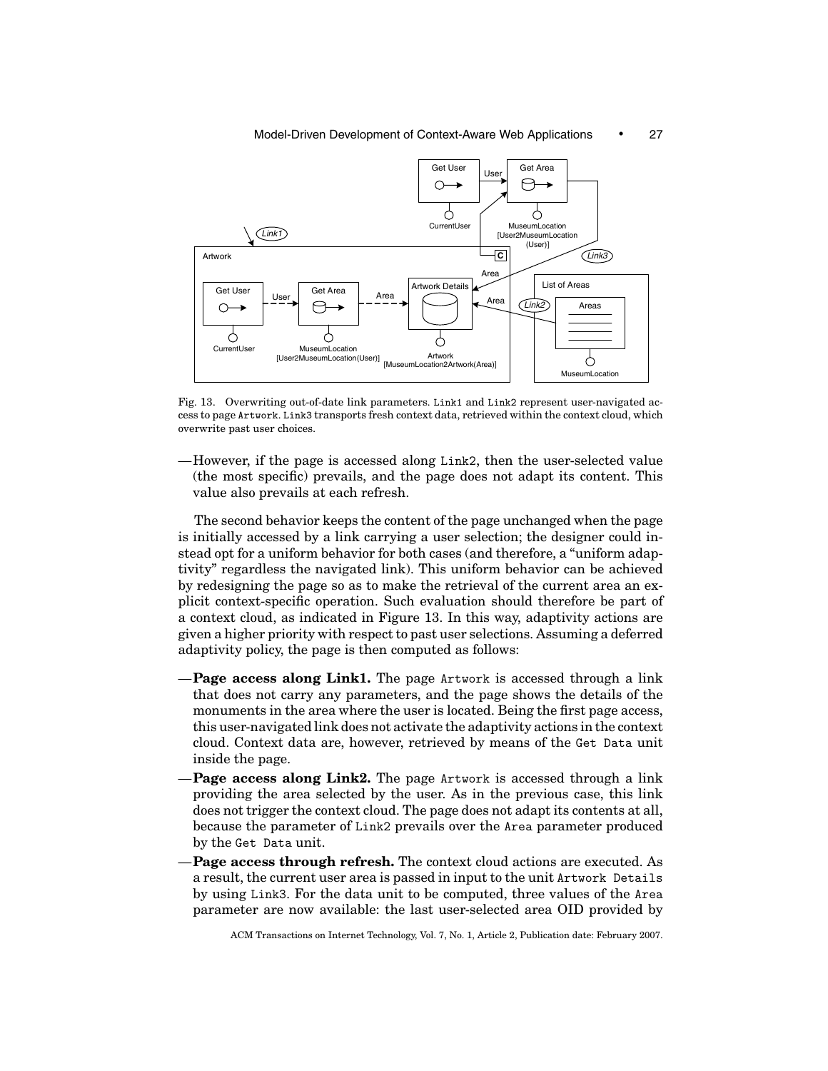Fig. 13. Overwriting out-of-date link parameters. Link1 and Link2 represent user-navigated access to page Artwork. Link3 transports fresh context data, retrieved within the context cloud, which overwrite past user choices.

—However, if the page is accessed along Link2, then the user-selected value (the most specific) prevails, and the page does not adapt its content. This value also prevails at each refresh.

The second behavior keeps the content of the page unchanged when the page is initially accessed by a link carrying a user selection; the designer could instead opt for a uniform behavior for both cases (and therefore, a "uniform adaptivity" regardless the navigated link). This uniform behavior can be achieved by redesigning the page so as to make the retrieval of the current area an explicit context-specific operation. Such evaluation should therefore be part of a context cloud, as indicated in Figure 13. In this way, adaptivity actions are given a higher priority with respect to past user selections. Assuming a deferred adaptivity policy, the page is then computed as follows:

—**Page access along Link1.** The page Artwork is accessed through a link that does not carry any parameters, and the page shows the details of the monuments in the area where the user is located. Being the first page access, this user-navigated link does not activate the adaptivity actions in the context cloud. Context data are, however, retrieved by means of the Get Data unit inside the page.

—**Page access along Link2.** The page Artwork is accessed through a link providing the area selected by the user. As in the previous case, this link does not trigger the context cloud. The page does not adapt its contents at all, because the parameter of Link2 prevails over the Area parameter produced by the Get Data unit.

—**Page access through refresh.** The context cloud actions are executed. As a result, the current user area is passed in input to the unit Artwork Details by using Link3. For the data unit to be computed, three values of the Area parameter are now available: the last user-selected area OID provided by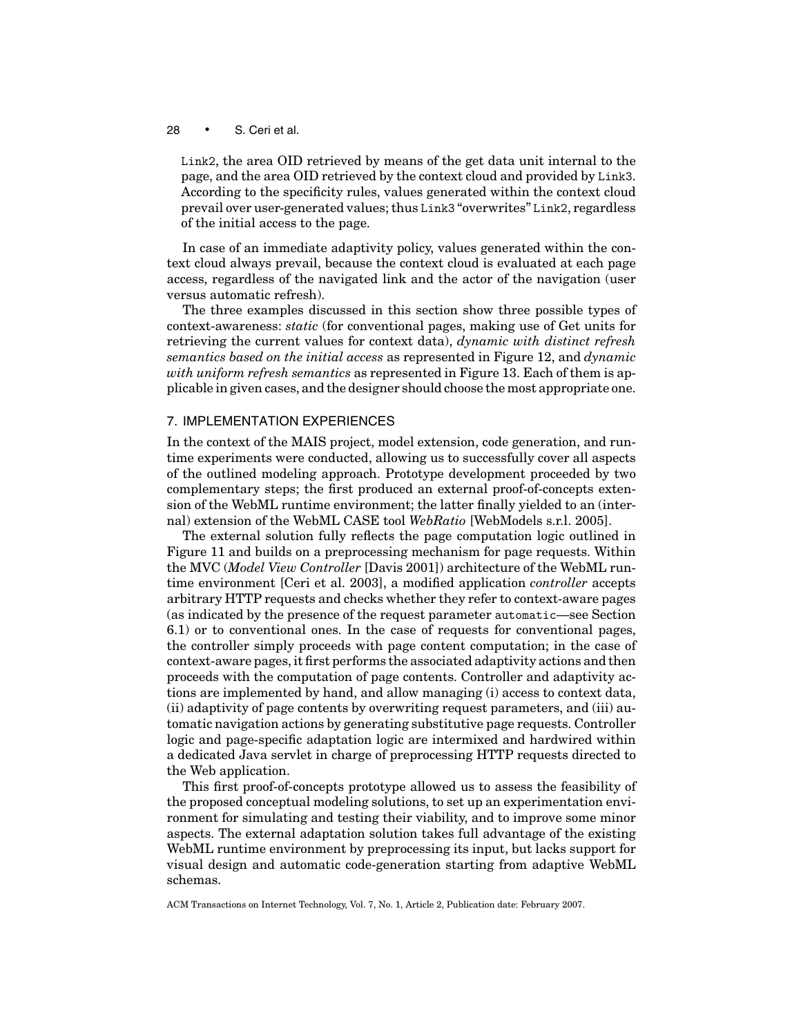Link2, the area OID retrieved by means of the get data unit internal to the page, and the area OID retrieved by the context cloud and provided by Link3. According to the specificity rules, values generated within the context cloud prevail over user-generated values; thus Link3 "overwrites" Link2, regardless of the initial access to the page.

In case of an immediate adaptivity policy, values generated within the context cloud always prevail, because the context cloud is evaluated at each page access, regardless of the navigated link and the actor of the navigation (user versus automatic refresh).

The three examples discussed in this section show three possible types of context-awareness: *static* (for conventional pages, making use of Get units for retrieving the current values for context data), *dynamic with distinct refresh semantics based on the initial access* as represented in Figure 12, and *dynamic with uniform refresh semantics* as represented in Figure 13. Each of them is applicable in given cases, and the designer should choose the most appropriate one.

## 7. IMPLEMENTATION EXPERIENCES

In the context of the MAIS project, model extension, code generation, and runtime experiments were conducted, allowing us to successfully cover all aspects of the outlined modeling approach. Prototype development proceeded by two complementary steps; the first produced an external proof-of-concepts extension of the WebML runtime environment; the latter finally yielded to an (internal) extension of the WebML CASE tool *WebRatio* [WebModels s.r.l. 2005].

The external solution fully reflects the page computation logic outlined in Figure 11 and builds on a preprocessing mechanism for page requests. Within the MVC (*Model View Controller* [Davis 2001]) architecture of the WebML runtime environment [Ceri et al. 2003], a modified application *controller* accepts arbitrary HTTP requests and checks whether they refer to context-aware pages (as indicated by the presence of the request parameter automatic—see Section 6.1) or to conventional ones. In the case of requests for conventional pages, the controller simply proceeds with page content computation; in the case of context-aware pages, it first performs the associated adaptivity actions and then proceeds with the computation of page contents. Controller and adaptivity actions are implemented by hand, and allow managing (i) access to context data, (ii) adaptivity of page contents by overwriting request parameters, and (iii) automatic navigation actions by generating substitutive page requests. Controller logic and page-specific adaptation logic are intermixed and hardwired within a dedicated Java servlet in charge of preprocessing HTTP requests directed to the Web application.

This first proof-of-concepts prototype allowed us to assess the feasibility of the proposed conceptual modeling solutions, to set up an experimentation environment for simulating and testing their viability, and to improve some minor aspects. The external adaptation solution takes full advantage of the existing WebML runtime environment by preprocessing its input, but lacks support for visual design and automatic code-generation starting from adaptive WebML schemas.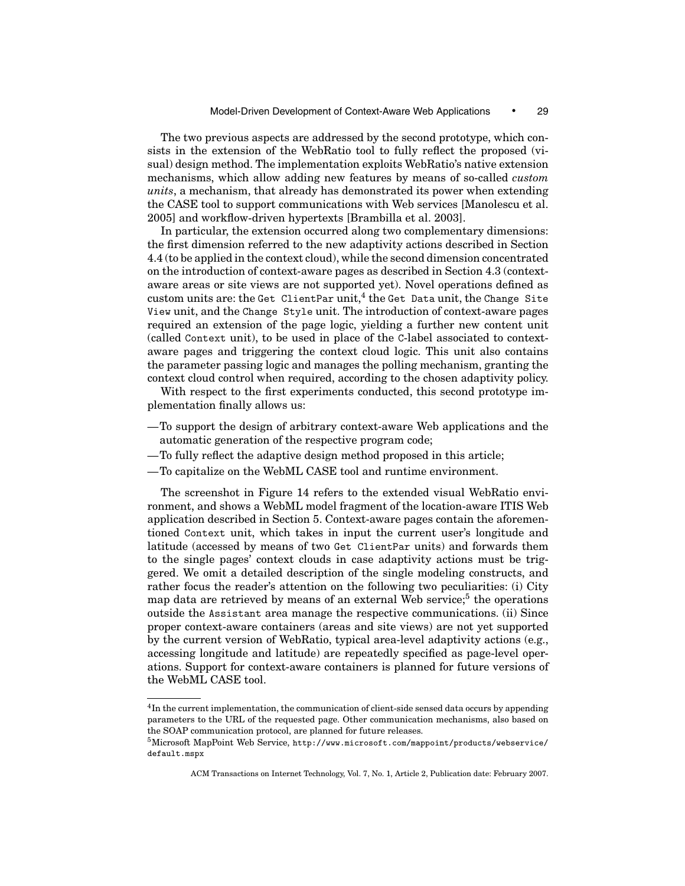The two previous aspects are addressed by the second prototype, which consists in the extension of the WebRatio tool to fully reflect the proposed (visual) design method. The implementation exploits WebRatio's native extension mechanisms, which allow adding new features by means of so-called *custom units*, a mechanism, that already has demonstrated its power when extending the CASE tool to support communications with Web services [Manolescu et al. 2005] and workflow-driven hypertexts [Brambilla et al. 2003].

In particular, the extension occurred along two complementary dimensions: the first dimension referred to the new adaptivity actions described in Section 4.4 (to be applied in the context cloud), while the second dimension concentrated on the introduction of context-aware pages as described in Section 4.3 (context-aware areas or site views are not supported yet). Novel operations defined as custom units are: the `Get ClientPar` unit,[4] the `Get Data` unit, the `Change Site View` unit, and the `Change Style` unit. The introduction of context-aware pages required an extension of the page logic, yielding a further new content unit (called `Context` unit), to be used in place of the `C`-label associated to context-aware pages and triggering the context cloud logic. This unit also contains the parameter passing logic and manages the polling mechanism, granting the context cloud control when required, according to the chosen adaptivity policy.

With respect to the first experiments conducted, this second prototype implementation finally allows us:

- —To support the design of arbitrary context-aware Web applications and the automatic generation of the respective program code;
- —To fully reflect the adaptive design method proposed in this article;
- —To capitalize on the WebML CASE tool and runtime environment.

The screenshot in Figure 14 refers to the extended visual WebRatio environment, and shows a WebML model fragment of the location-aware ITIS Web application described in Section 5. Context-aware pages contain the aforementioned `Context` unit, which takes in input the current user's longitude and latitude (accessed by means of two `Get ClientPar` units) and forwards them to the single pages' context clouds in case adaptivity actions must be triggered. We omit a detailed description of the single modeling constructs, and rather focus the reader's attention on the following two peculiarities: (i) City map data are retrieved by means of an external Web service;[5] the operations outside the `Assistant` area manage the respective communications. (ii) Since proper context-aware containers (areas and site views) are not yet supported by the current version of WebRatio, typical area-level adaptivity actions (e.g., accessing longitude and latitude) are repeatedly specified as page-level operations. Support for context-aware containers is planned for future versions of the WebML CASE tool.

---

[4]In the current implementation, the communication of client-side sensed data occurs by appending parameters to the URL of the requested page. Other communication mechanisms, also based on the SOAP communication protocol, are planned for future releases.

[5]Microsoft MapPoint Web Service, `http://www.microsoft.com/mappoint/products/webservice/default.mspx`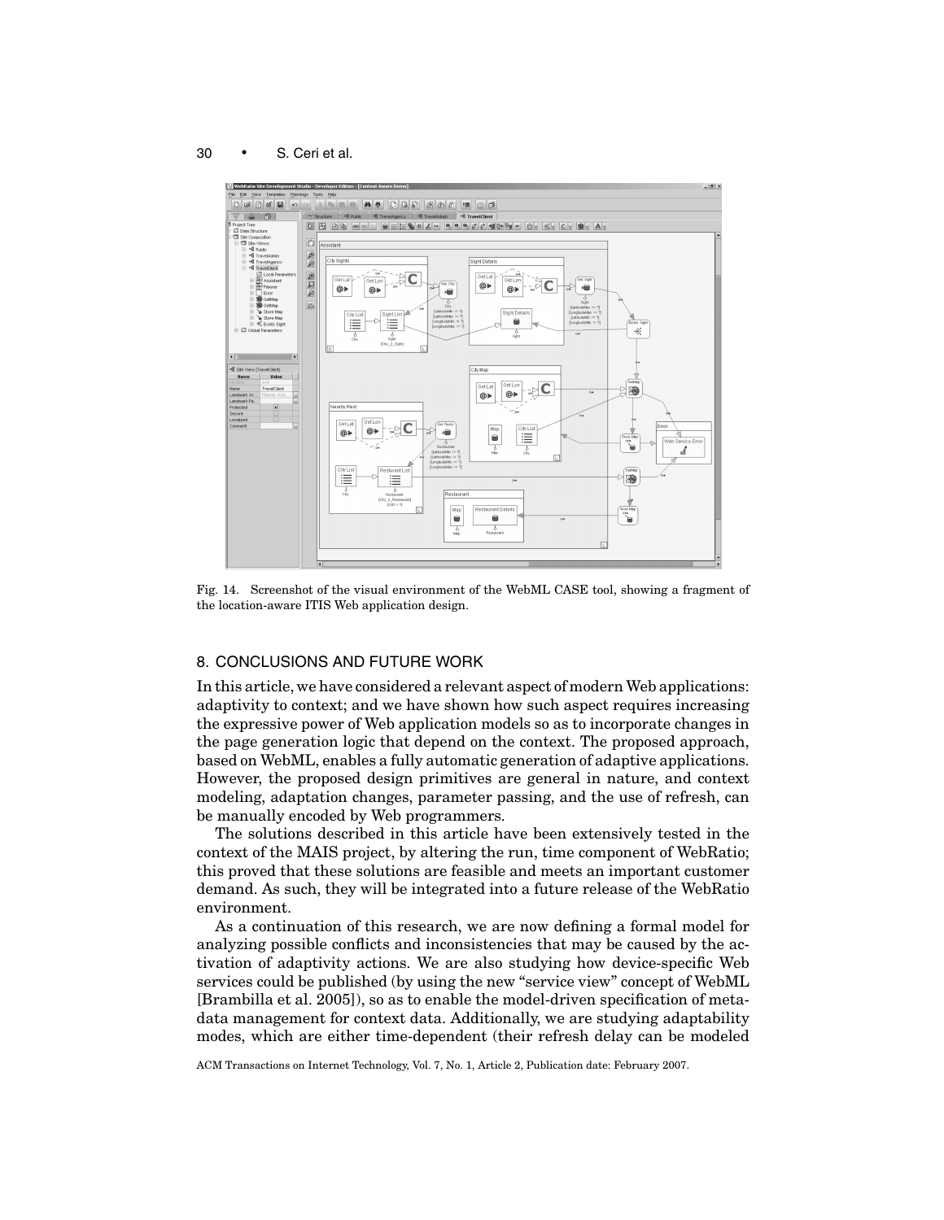Fig. 14. Screenshot of the visual environment of the WebML CASE tool, showing a fragment of the location-aware ITIS Web application design.

## 8. CONCLUSIONS AND FUTURE WORK

In this article, we have considered a relevant aspect of modern Web applications: adaptivity to context; and we have shown how such aspect requires increasing the expressive power of Web application models so as to incorporate changes in the page generation logic that depend on the context. The proposed approach, based on WebML, enables a fully automatic generation of adaptive applications. However, the proposed design primitives are general in nature, and context modeling, adaptation changes, parameter passing, and the use of refresh, can be manually encoded by Web programmers.

The solutions described in this article have been extensively tested in the context of the MAIS project, by altering the run, time component of WebRatio; this proved that these solutions are feasible and meets an important customer demand. As such, they will be integrated into a future release of the WebRatio environment.

As a continuation of this research, we are now defining a formal model for analyzing possible conflicts and inconsistencies that may be caused by the activation of adaptivity actions. We are also studying how device-specific Web services could be published (by using the new "service view" concept of WebML [Brambilla et al. 2005]), so as to enable the model-driven specification of metadata management for context data. Additionally, we are studying adaptability modes, which are either time-dependent (their refresh delay can be modeled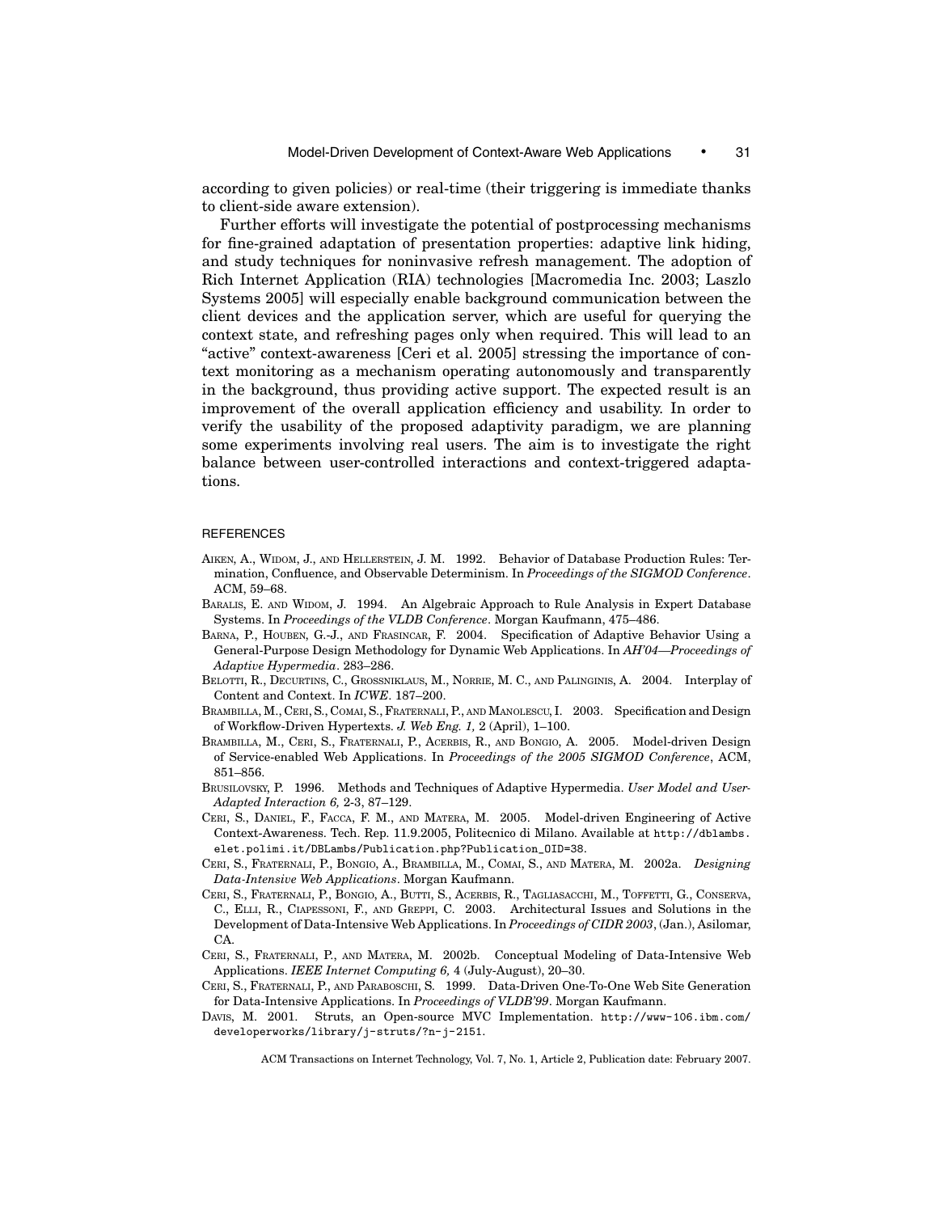according to given policies) or real-time (their triggering is immediate thanks to client-side aware extension).

Further efforts will investigate the potential of postprocessing mechanisms for fine-grained adaptation of presentation properties: adaptive link hiding, and study techniques for noninvasive refresh management. The adoption of Rich Internet Application (RIA) technologies [Macromedia Inc. 2003; Laszlo Systems 2005] will especially enable background communication between the client devices and the application server, which are useful for querying the context state, and refreshing pages only when required. This will lead to an "active" context-awareness [Ceri et al. 2005] stressing the importance of context monitoring as a mechanism operating autonomously and transparently in the background, thus providing active support. The expected result is an improvement of the overall application efficiency and usability. In order to verify the usability of the proposed adaptivity paradigm, we are planning some experiments involving real users. The aim is to investigate the right balance between user-controlled interactions and context-triggered adaptations.

## REFERENCES

Aiken, A., Widom, J., and Hellerstein, J. M. 1992. Behavior of Database Production Rules: Termination, Confluence, and Observable Determinism. In *Proceedings of the SIGMOD Conference*. ACM, 59–68.

Baralis, E. and Widom, J. 1994. An Algebraic Approach to Rule Analysis in Expert Database Systems. In *Proceedings of the VLDB Conference*. Morgan Kaufmann, 475–486.

Barna, P., Houben, G.-J., and Frasincar, F. 2004. Specification of Adaptive Behavior Using a General-Purpose Design Methodology for Dynamic Web Applications. In *AH'04—Proceedings of Adaptive Hypermedia*. 283–286.

Belotti, R., Decurtins, C., Grossniklaus, M., Norrie, M. C., and Palinginis, A. 2004. Interplay of Content and Context. In *ICWE*. 187–200.

Brambilla, M., Ceri, S., Comai, S., Fraternali, P., and Manolescu, I. 2003. Specification and Design of Workflow-Driven Hypertexts. *J. Web Eng. 1,* 2 (April), 1–100.

Brambilla, M., Ceri, S., Fraternali, P., Acerbis, R., and Bongio, A. 2005. Model-driven Design of Service-enabled Web Applications. In *Proceedings of the 2005 SIGMOD Conference*, ACM, 851–856.

Brusilovsky, P. 1996. Methods and Techniques of Adaptive Hypermedia. *User Model and User-Adapted Interaction 6,* 2-3, 87–129.

Ceri, S., Daniel, F., Facca, F. M., and Matera, M. 2005. Model-driven Engineering of Active Context-Awareness. Tech. Rep. 11.9.2005, Politecnico di Milano. Available at `http://dblambs.elet.polimi.it/DBLambs/Publication.php?Publication_OID=38`.

Ceri, S., Fraternali, P., Bongio, A., Brambilla, M., Comai, S., and Matera, M. 2002a. *Designing Data-Intensive Web Applications*. Morgan Kaufmann.

Ceri, S., Fraternali, P., Bongio, A., Butti, S., Acerbis, R., Tagliasacchi, M., Toffetti, G., Conserva, C., Elli, R., Ciapessoni, F., and Greppi, C. 2003. Architectural Issues and Solutions in the Development of Data-Intensive Web Applications. In *Proceedings of CIDR 2003*, (Jan.), Asilomar, CA.

Ceri, S., Fraternali, P., and Matera, M. 2002b. Conceptual Modeling of Data-Intensive Web Applications. *IEEE Internet Computing 6,* 4 (July-August), 20–30.

Ceri, S., Fraternali, P., and Paraboschi, S. 1999. Data-Driven One-To-One Web Site Generation for Data-Intensive Applications. In *Proceedings of VLDB'99*. Morgan Kaufmann.

Davis, M. 2001. Struts, an Open-source MVC Implementation. `http://www-106.ibm.com/developerworks/library/j-struts/?n-j-2151`.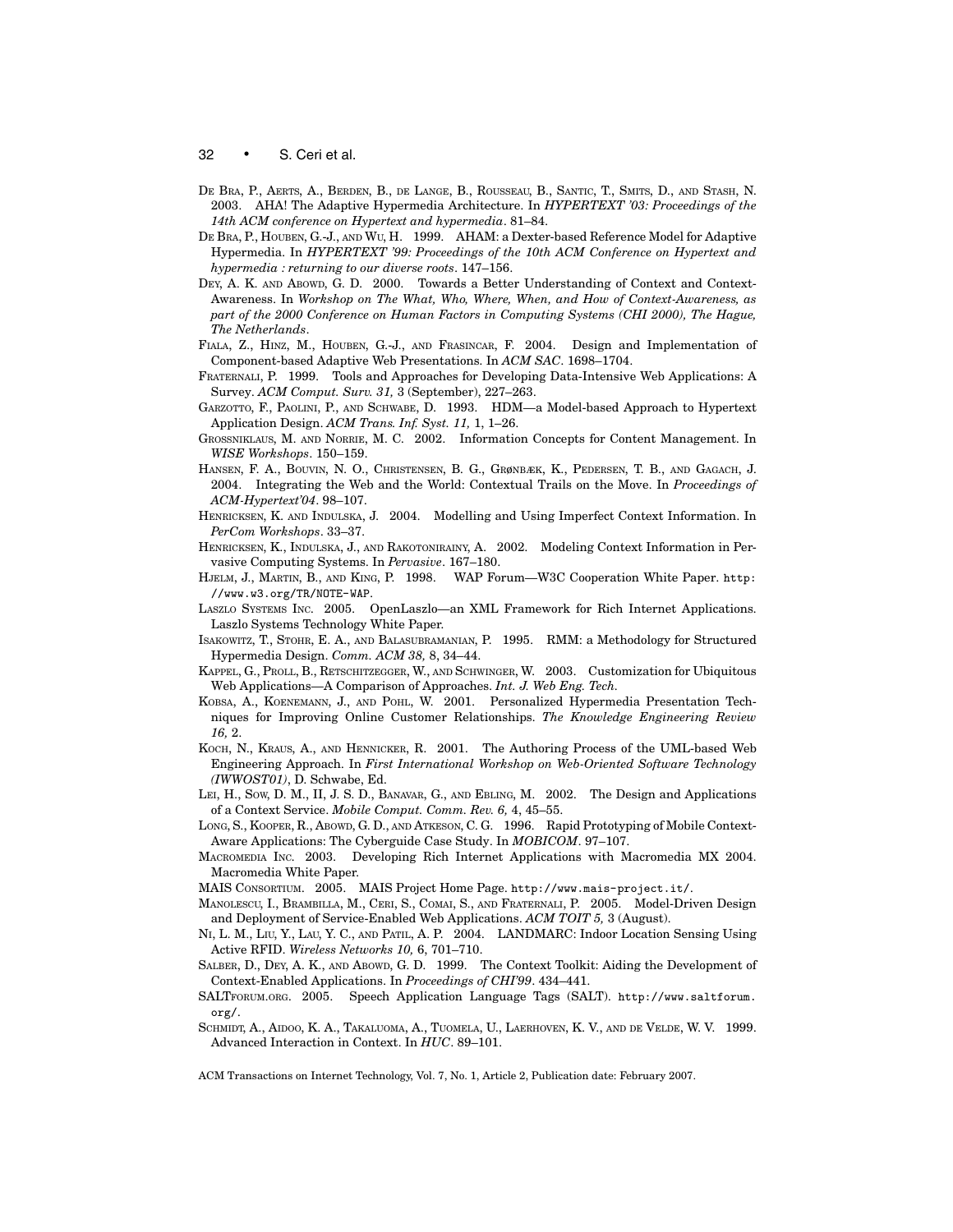De Bra, P., Aerts, A., Berden, B., de Lange, B., Rousseau, B., Santic, T., Smits, D., and Stash, N. 2003. AHA! The Adaptive Hypermedia Architecture. In *HYPERTEXT '03: Proceedings of the 14th ACM conference on Hypertext and hypermedia*. 81–84.

De Bra, P., Houben, G.-J., and Wu, H. 1999. AHAM: a Dexter-based Reference Model for Adaptive Hypermedia. In *HYPERTEXT '99: Proceedings of the 10th ACM Conference on Hypertext and hypermedia : returning to our diverse roots*. 147–156.

Dey, A. K. and Abowd, G. D. 2000. Towards a Better Understanding of Context and Context-Awareness. In *Workshop on The What, Who, Where, When, and How of Context-Awareness, as part of the 2000 Conference on Human Factors in Computing Systems (CHI 2000), The Hague, The Netherlands*.

Fiala, Z., Hinz, M., Houben, G.-J., and Frasincar, F. 2004. Design and Implementation of Component-based Adaptive Web Presentations. In *ACM SAC*. 1698–1704.

Fraternali, P. 1999. Tools and Approaches for Developing Data-Intensive Web Applications: A Survey. *ACM Comput. Surv. 31,* 3 (September), 227–263.

Garzotto, F., Paolini, P., and Schwabe, D. 1993. HDM—a Model-based Approach to Hypertext Application Design. *ACM Trans. Inf. Syst. 11,* 1, 1–26.

Grossniklaus, M. and Norrie, M. C. 2002. Information Concepts for Content Management. In *WISE Workshops*. 150–159.

Hansen, F. A., Bouvin, N. O., Christensen, B. G., Grønbæk, K., Pedersen, T. B., and Gagach, J. 2004. Integrating the Web and the World: Contextual Trails on the Move. In *Proceedings of ACM-Hypertext'04*. 98–107.

Henricksen, K. and Indulska, J. 2004. Modelling and Using Imperfect Context Information. In *PerCom Workshops*. 33–37.

Henricksen, K., Indulska, J., and Rakotonirainy, A. 2002. Modeling Context Information in Pervasive Computing Systems. In *Pervasive*. 167–180.

Hjelm, J., Martin, B., and King, P. 1998. WAP Forum—W3C Cooperation White Paper. http://www.w3.org/TR/NOTE-WAP.

Laszlo Systems Inc. 2005. OpenLaszlo—an XML Framework for Rich Internet Applications. Laszlo Systems Technology White Paper.

Isakowitz, T., Stohr, E. A., and Balasubramanian, P. 1995. RMM: a Methodology for Structured Hypermedia Design. *Comm. ACM 38,* 8, 34–44.

Kappel, G., Proll, B., Retschitzegger, W., and Schwinger, W. 2003. Customization for Ubiquitous Web Applications—A Comparison of Approaches. *Int. J. Web Eng. Tech.*

Kobsa, A., Koenemann, J., and Pohl, W. 2001. Personalized Hypermedia Presentation Techniques for Improving Online Customer Relationships. *The Knowledge Engineering Review 16,* 2.

Koch, N., Kraus, A., and Hennicker, R. 2001. The Authoring Process of the UML-based Web Engineering Approach. In *First International Workshop on Web-Oriented Software Technology (IWWOST01)*, D. Schwabe, Ed.

Lei, H., Sow, D. M., II, J. S. D., Banavar, G., and Ebling, M. 2002. The Design and Applications of a Context Service. *Mobile Comput. Comm. Rev. 6,* 4, 45–55.

Long, S., Kooper, R., Abowd, G. D., and Atkeson, C. G. 1996. Rapid Prototyping of Mobile Context-Aware Applications: The Cyberguide Case Study. In *MOBICOM*. 97–107.

Macromedia Inc. 2003. Developing Rich Internet Applications with Macromedia MX 2004. Macromedia White Paper.

MAIS Consortium. 2005. MAIS Project Home Page. http://www.mais-project.it/.

Manolescu, I., Brambilla, M., Ceri, S., Comai, S., and Fraternali, P. 2005. Model-Driven Design and Deployment of Service-Enabled Web Applications. *ACM TOIT 5,* 3 (August).

Ni, L. M., Liu, Y., Lau, Y. C., and Patil, A. P. 2004. LANDMARC: Indoor Location Sensing Using Active RFID. *Wireless Networks 10,* 6, 701–710.

Salber, D., Dey, A. K., and Abowd, G. D. 1999. The Context Toolkit: Aiding the Development of Context-Enabled Applications. In *Proceedings of CHI'99*. 434–441.

SALTForum.org. 2005. Speech Application Language Tags (SALT). http://www.saltforum.org/.

Schmidt, A., Aidoo, K. A., Takaluoma, A., Tuomela, U., Laerhoven, K. V., and de Velde, W. V. 1999. Advanced Interaction in Context. In *HUC*. 89–101.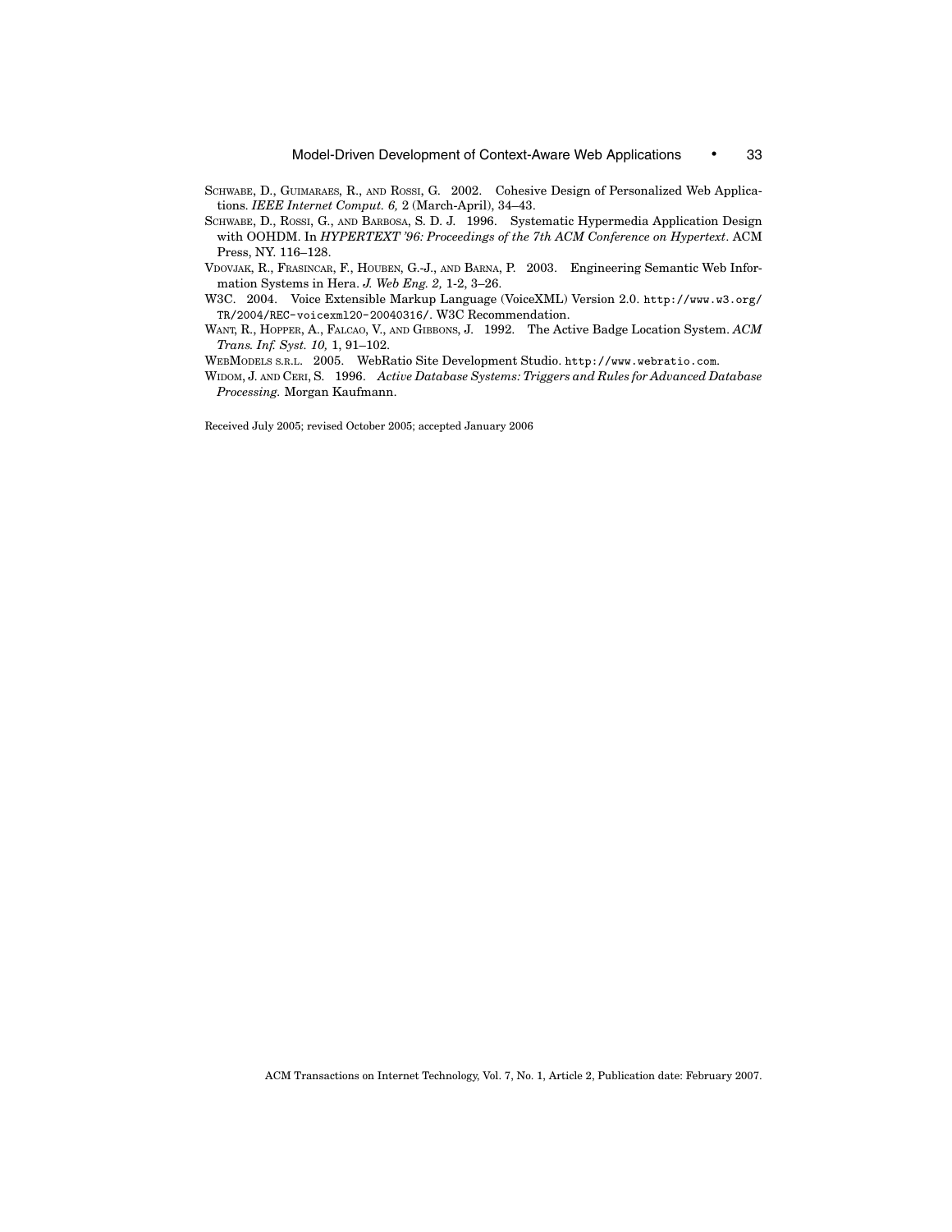SCHWABE, D., GUIMARAES, R., AND ROSSI, G. 2002. Cohesive Design of Personalized Web Applications. *IEEE Internet Comput. 6,* 2 (March-April), 34–43.

SCHWABE, D., ROSSI, G., AND BARBOSA, S. D. J. 1996. Systematic Hypermedia Application Design with OOHDM. In *HYPERTEXT '96: Proceedings of the 7th ACM Conference on Hypertext*. ACM Press, NY. 116–128.

VDOVJAK, R., FRASINCAR, F., HOUBEN, G.-J., AND BARNA, P. 2003. Engineering Semantic Web Information Systems in Hera. *J. Web Eng. 2,* 1-2, 3–26.

W3C. 2004. Voice Extensible Markup Language (VoiceXML) Version 2.0. http://www.w3.org/TR/2004/REC-voicexml20-20040316/. W3C Recommendation.

WANT, R., HOPPER, A., FALCAO, V., AND GIBBONS, J. 1992. The Active Badge Location System. *ACM Trans. Inf. Syst. 10,* 1, 91–102.

WEBMODELS S.R.L. 2005. WebRatio Site Development Studio. http://www.webratio.com.

WIDOM, J. AND CERI, S. 1996. *Active Database Systems: Triggers and Rules for Advanced Database Processing.* Morgan Kaufmann.

Received July 2005; revised October 2005; accepted January 2006